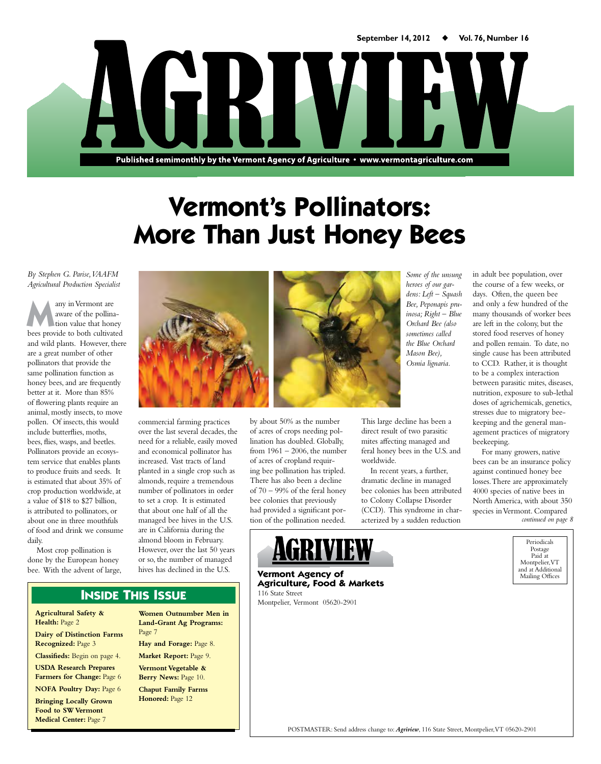# AGRIVIEW

September 14, 2012 ◆ Vol. 76, Number 16

Published semimonthly by the Vermont Agency of Agriculture • www.vermontagriculture.com

# Vermont's Pollinators: More Than Just Honey Bees

*By Stephen G. Parise, VAAFM Agricultural Production Specialist*

Many in Vermont are aware of the pollination value that honey bees provide to both cultivated and wild plants. However, there are a great number of other pollinators that provide the same pollination function as honey bees, and are frequently better at it. More than 85% of flowering plants require an animal, mostly insects, to move pollen. Of insects, this would include butterflies, moths, bees, flies, wasps, and beetles. Pollinators provide an ecosystem service that enables plants to produce fruits and seeds. It is estimated that about 35% of crop production worldwide, at a value of $18 to $27 billion, is attributed to pollinators, or about one in three mouthfuls of food and drink we consume daily.

Most crop pollination is done by the European honey bee. With the advent of large, commercial farming practices over the last several decades, the need for a reliable, easily moved and economical pollinator has increased. Vast tracts of land planted in a single crop such as almonds, require a tremendous number of pollinators in order to set a crop. It is estimated that about one half of all the managed bee hives in the U.S. are in California during the almond bloom in February. However, over the last 50 years or so, the number of managed hives has declined in the U.S. by about 50% as the number of acres of crops needing pollination has doubled. Globally, from 1961 – 2006, the number of acres of cropland requiring bee pollination has tripled. There has also been a decline of 70 – 99% of the feral honey bee colonies that previously had provided a significant portion of the pollination needed. This large decline has been a direct result of two parasitic mites affecting managed and feral honey bees in the U.S. and worldwide.

*Some of the unsung heroes of our gardens: Left – Squash Bee, Peponapis pruinosa; Right – Blue Orchard Bee (also sometimes called the Blue Orchard Mason Bee), Osmia lignaria.*

In recent years, a further, dramatic decline in managed bee colonies has been attributed to Colony Collapse Disorder (CCD). This syndrome in characterized by a sudden reduction in adult bee population, over the course of a few weeks, or days. Often, the queen bee and only a few hundred of the many thousands of worker bees are left in the colony, but the stored food reserves of honey and pollen remain. To date, no single cause has been attributed to CCD. Rather, it is thought to be a complex interaction between parasitic mites, diseases, nutrition, exposure to sub-lethal doses of agrichemicals, genetics, stresses due to migratory beekeeping and the general management practices of migratory beekeeping.

For many growers, native bees can be an insurance policy against continued honey bee losses. There are approximately 4000 species of native bees in North America, with about 350 species in Vermont. Compared

*continued on page 8*

## Inside This Issue

**Agricultural Safety & Health:** Page 2

**Dairy of Distinction Farms Recognized:** Page 3

**Classifieds:** Begin on page 4.

**USDA Research Prepares Farmers for Change:** Page 6

**NOFA Poultry Day:** Page 6

**Bringing Locally Grown Food to SW Vermont Medical Center:** Page 7

**Women Outnumber Men in Land-Grant Ag Programs:** Page 7

**Hay and Forage:** Page 8.

**Market Report:** Page 9.

**Vermont Vegetable & Berry News:** Page 10.

**Chaput Family Farms Honored:** Page 12

AGRIVIEW

**Vermont Agency of Agriculture, Food & Markets**
116 State Street
Montpelier, Vermont 05620-2901

Periodicals Postage Paid at Montpelier, VT and at Additional Mailing Offices

POSTMASTER: Send address change to: *Agriview*, 116 State Street, Montpelier, VT 05620-2901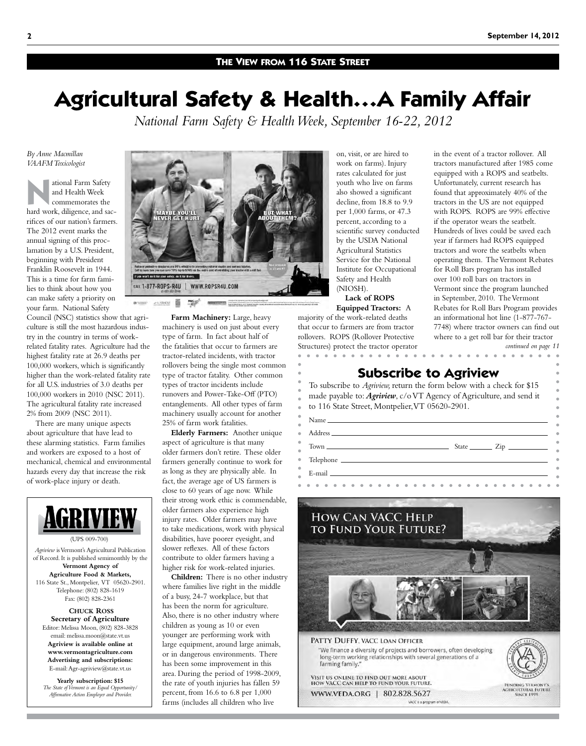## The View from 116 State Street

# Agricultural Safety & Health…A Family Affair

*National Farm Safety & Health Week, September 16-22, 2012*

*By Anne Macmillan*
*VAAFM Toxicologist*

National Farm Safety and Health Week commemorates the hard work, diligence, and sacrifices of our nation's farmers. The 2012 event marks the annual signing of this proclamation by a U.S. President, beginning with President Franklin Roosevelt in 1944. This is a time for farm families to think about how you can make safety a priority on your farm. National Safety Council (NSC) statistics show that agriculture is still the most hazardous industry in the country in terms of work-related fatality rates. Agriculture had the highest fatality rate at 26.9 deaths per 100,000 workers, which is significantly higher than the work-related fatality rate for all U.S. industries of 3.0 deaths per 100,000 workers in 2010 (NSC 2011). The agricultural fatality rate increased 2% from 2009 (NSC 2011).

There are many unique aspects about agriculture that have lead to these alarming statistics. Farm families and workers are exposed to a host of mechanical, chemical and environmental hazards every day that increase the risk of work-place injury or death.

**Farm Machinery:** Large, heavy machinery is used on just about every type of farm. In fact about half of the fatalities that occur to farmers are tractor-related incidents, with tractor rollovers being the single most common type of tractor fatality. Other common types of tractor incidents include runovers and Power-Take-Off (PTO) entanglements. All other types of farm machinery usually account for another 25% of farm work fatalities.

**Elderly Farmers:** Another unique aspect of agriculture is that many older farmers don't retire. These older farmers generally continue to work for as long as they are physically able. In fact, the average age of US farmers is close to 60 years of age now. While their strong work ethic is commendable, older farmers also experience high injury rates. Older farmers may have to take medications, work with physical disabilities, have poorer eyesight, and slower reflexes. All of these factors contribute to older farmers having a higher risk for work-related injuries.

**Children:** There is no other industry where families live right in the middle of a busy, 24-7 workplace, but that has been the norm for agriculture. Also, there is no other industry where children as young as 10 or even younger are performing work with large equipment, around large animals, or in dangerous environments. There has been some improvement in this area. During the period of 1998-2009, the rate of youth injuries has fallen 59 percent, from 16.6 to 6.8 per 1,000 farms (includes all children who live on, visit, or are hired to work on farms). Injury rates calculated for just youth who live on farms also showed a significant decline, from 18.8 to 9.9 per 1,000 farms, or 47.3 percent, according to a scientific survey conducted by the USDA National Agricultural Statistics Service for the National Institute for Occupational Safety and Health (NIOSH).

**Lack of ROPS Equipped Tractors:** A majority of the work-related deaths that occur to farmers are from tractor rollovers. ROPS (Rollover Protective Structures) protect the tractor operator in the event of a tractor rollover. All tractors manufactured after 1985 come equipped with a ROPS and seatbelts. Unfortunately, current research has found that approximately 40% of the tractors in the US are not equipped with ROPS. ROPS are 99% effective if the operator wears the seatbelt. Hundreds of lives could be saved each year if farmers had ROPS equipped tractors and wore the seatbelts when operating them. The Vermont Rebates for Roll Bars program has installed over 100 roll bars on tractors in Vermont since the program launched in September, 2010. The Vermont Rebates for Roll Bars Program provides an informational hot line (1-877-767-7748) where tractor owners can find out where to a get roll bar for their tractor

*continued on page 11*

---

**AGRIVIEW**

(UPS 009-700)

*Agriview* is Vermont's Agricultural Publication of Record. It is published semimonthly by the

**Vermont Agency of Agriculture Food & Markets,**
116 State St., Montpelier, VT 05620-2901.
Telephone: (802) 828-1619
Fax: (802) 828-2361

**Chuck Ross**
**Secretary of Agriculture**

Editor: Melissa Moon, (802) 828-3828
email: melissa.moon@state.vt.us
**Agriview is available online at www.vermontagriculture.com**
**Advertising and subscriptions:**
E-mail: Agr-agriview@state.vt.us

**Yearly subscription: $15**
*The State of Vermont is an Equal Opportunity/ Affirmative Action Employer and Provider.*

---

## Subscribe to Agriview

To subscribe to *Agriview,* return the form below with a check for $15 made payable to: ***Agriview***, c/o VT Agency of Agriculture, and send it to 116 State Street, Montpelier, VT 05620-2901.

Name ______________________________

Address ______________________________

Town ______________________ State _______ Zip __________

Telephone ______________________________

E-mail ______________________________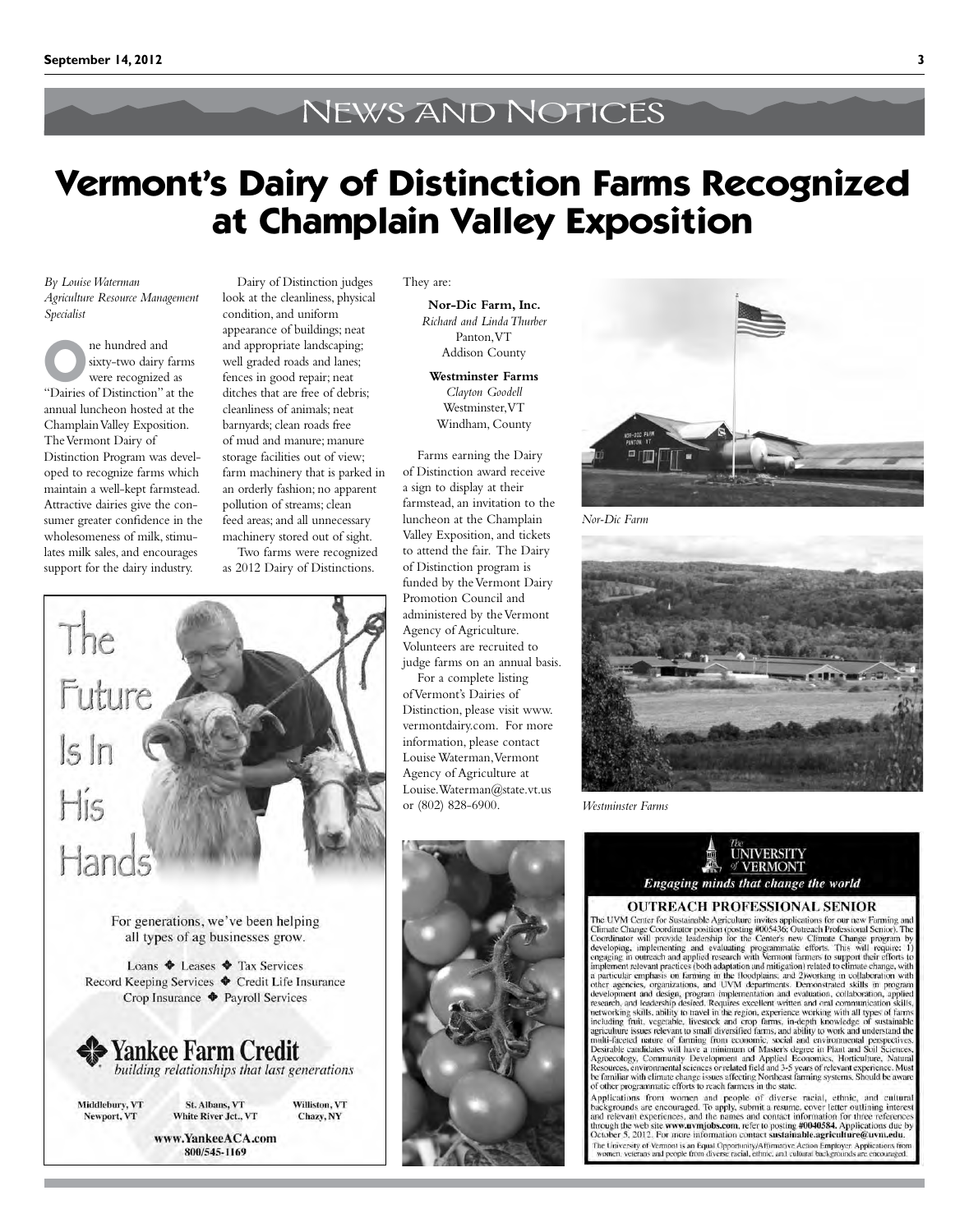# NEWS AND NOTICES

# Vermont's Dairy of Distinction Farms Recognized at Champlain Valley Exposition

*By Louise Waterman*
*Agriculture Resource Management Specialist*

One hundred and sixty-two dairy farms were recognized as "Dairies of Distinction" at the annual luncheon hosted at the Champlain Valley Exposition. The Vermont Dairy of Distinction Program was developed to recognize farms which maintain a well-kept farmstead. Attractive dairies give the consumer greater confidence in the wholesomeness of milk, stimulates milk sales, and encourages support for the dairy industry.

Dairy of Distinction judges look at the cleanliness, physical condition, and uniform appearance of buildings; neat and appropriate landscaping; well graded roads and lanes; fences in good repair; neat ditches that are free of debris; cleanliness of animals; neat barnyards; clean roads free of mud and manure; manure storage facilities out of view; farm machinery that is parked in an orderly fashion; no apparent pollution of streams; clean feed areas; and all unnecessary machinery stored out of sight.

Two farms were recognized as 2012 Dairy of Distinctions. They are:

**Nor-Dic Farm, Inc.**
*Richard and Linda Thurber*
Panton, VT
Addison County

**Westminster Farms**
*Clayton Goodell*
Westminster, VT
Windham, County

Farms earning the Dairy of Distinction award receive a sign to display at their farmstead, an invitation to the luncheon at the Champlain Valley Exposition, and tickets to attend the fair. The Dairy of Distinction program is funded by the Vermont Dairy Promotion Council and administered by the Vermont Agency of Agriculture. Volunteers are recruited to judge farms on an annual basis.

For a complete listing of Vermont's Dairies of Distinction, please visit www.vermontdairy.com. For more information, please contact Louise Waterman, Vermont Agency of Agriculture at Louise.Waterman@state.vt.us or (802) 828-6900.

*Nor-Dic Farm*

*Westminster Farms*

---

The Future Is In His Hands

For generations, we've been helping all types of ag businesses grow.

Loans ❖ Leases ❖ Tax Services
Record Keeping Services ❖ Credit Life Insurance
Crop Insurance ❖ Payroll Services

**Yankee Farm Credit**
*building relationships that last generations*

Middlebury, VT · Newport, VT · St. Albans, VT · White River Jct., VT · Williston, VT · Chazy, NY

www.YankeeACA.com
800/545-1169

---

The UNIVERSITY of VERMONT
*Engaging minds that change the world*

**OUTREACH PROFESSIONAL SENIOR**

The UVM Center for Sustainable Agriculture invites applications for our new Farming and Climate Change Coordinator position (posting #005436; Outreach Professional Senior). The Coordinator will provide leadership for the Center's new Climate Change program by developing, implementing and evaluating programmatic efforts. This will require: 1) engaging in outreach and applied research with Vermont farmers to support their efforts to implement relevant practices (both adaptation and mitigation) related to climate change, with a particular emphasis on farming in the floodplains; and 2) working in collaboration with other agencies, organizations, and UVM departments. Demonstrated skills in program development and design, program implementation and evaluation, collaboration, applied research, and leadership desired. Requires excellent written and oral communication skills, networking skills, ability to travel in the region, experience working with all types of farms including fruit, vegetable, livestock and crop farms, in-depth knowledge of sustainable agriculture issues relevant to small diversified farms, and ability to work and understand the multi-faceted nature of farming from economic, social and environmental perspectives. Desirable candidates will have a minimum of Master's degree in Plant and Soil Sciences, Agroecology, Community Development and Applied Economics, Horticulture, Natural Resources, environmental sciences or related field and 3-5 years of relevant experience. Must be familiar with climate change issues affecting Northeast farming systems. Should be aware of other programmatic efforts to reach farmers in the state.

Applications from women and people of diverse racial, ethnic, and cultural backgrounds are encouraged. To apply, submit a resume, cover letter outlining interest and relevant experiences, and the names and contact information for three references through the web site **www.uvmjobs.com**, refer to posting **#0040584**. Applications due by October 5, 2012. For more information contact **sustainable.agriculture@uvm.edu**.

The University of Vermont is an Equal Opportunity/Affirmative Action Employer. Applications from women, veterans and people from diverse racial, ethnic, and cultural backgrounds are encouraged.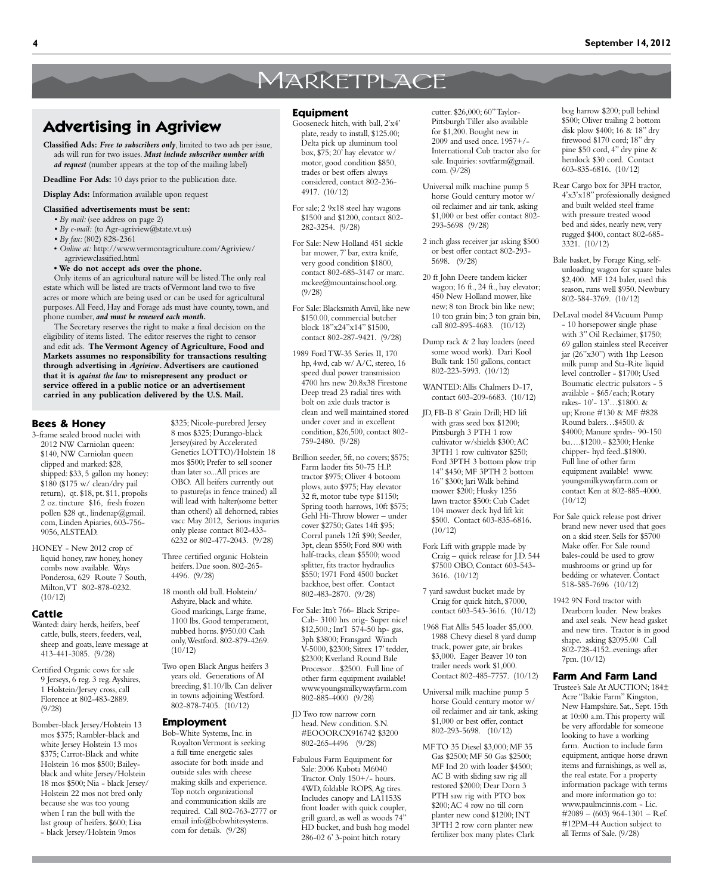# Marketplace

## Advertising in Agriview

**Classified Ads:** ***Free to subscribers only***, limited to two ads per issue, ads will run for two issues. ***Must include subscriber number with ad request*** (number appears at the top of the mailing label)

**Deadline For Ads:** 10 days prior to the publication date.

**Display Ads:** Information available upon request

**Classified advertisements must be sent:**

- *By mail:* (see address on page 2)
- *By e-mail:* (to Agr-agriview@state.vt.us)
- *By fax:* (802) 828-2361
- *Online at:* http://www.vermontagriculture.com/Agriview/agriviewclassified.html
- **We do not accept ads over the phone.**

Only items of an agricultural nature will be listed. The only real estate which will be listed are tracts of Vermont land two to five acres or more which are being used or can be used for agricultural purposes. All Feed, Hay and Forage ads must have county, town, and phone number, ***and must be renewed each month.***

The Secretary reserves the right to make a final decision on the eligibility of items listed. The editor reserves the right to censor and edit ads. **The Vermont Agency of Agriculture, Food and Markets assumes no responsibility for transactions resulting through advertising in *Agriview*. Advertisers are cautioned that it is *against the law* to misrepresent any product or service offered in a public notice or an advertisement carried in any publication delivered by the U.S. Mail.**

### Bees & Honey

3-frame sealed brood nuclei with 2012 NW Carniolan queen: $140, NW Carniolan queen clipped and marked: $28, shipped: $33, 5 gallon my honey: $180 ($175 w/ clean/dry pail return), qt. $18, pt. $11, propolis 2 oz. tincture $16, fresh frozen pollen $28 qt., lindenap@gmail.com, Linden Apiaries, 603-756-9056, ALSTEAD.

HONEY - New 2012 crop of liquid honey, raw honey, honey combs now available. Ways Ponderosa, 629 Route 7 South, Milton, VT 802-878-0232. (10/12)

### Cattle

Wanted: dairy herds, heifers, beef cattle, bulls, steers, feeders, veal, sheep and goats, leave message at 413-441-3085. (9/28)

Certified Organic cows for sale 9 Jerseys, 6 reg. 3 reg. Ayshires, 1 Holstein/Jersey cross, call Florence at 802-483-2889. (9/28)

Bomber-black Jersey/Holstein 13 mos $375; Rambler-black and white Jersey Holstein 13 mos $375; Carrot-Black and white Holstein 16 mos $500; Bailey-black and white Jersey/Holstein 18 mos $500; Nia - black Jersey/Holstein 22 mos not bred only because she was too young when I ran the bull with the last group of heifers. $600; Lisa - black Jersey/Holstein 9mos $325; Nicole-purebred Jersey 8 mos $325; Durango-black Jersey(sired by Accelerated Genetics LOTTO)/Holstein 18 mos $500; Prefer to sell sooner than later so...All prices are OBO. All heifers currently out to pasture(as in fence trained) all will lead with halter(some better than others!) all dehorned, rabies vacc May 2012, Serious inquries only please contact 802-433-6232 or 802-477-2043. (9/28)

Three certified organic Holstein heifers. Due soon. 802-265-4496. (9/28)

18 month old bull. Holstein/Ashyire, black and white. Good markings, Large frame, 1100 lbs. Good temperament, nubbed horns. $950.00 Cash only, Westford. 802-879-4269. (10/12)

Two open Black Angus heifers 3 years old. Generations of AI breeding, $1.10/lb. Can deliver in towns adjoining Westford. 802-878-7405. (10/12)

### Employment

Bob-White Systems, Inc. in Royalton Vermont is seeking a full time energetic sales associate for both inside and outside sales with cheese making skills and experience. Top notch organizational and communication skills are required. Call 802-763-2777 or email info@bobwhitesystems.com for details. (9/28)

### Equipment

Gooseneck hitch, with ball, 2'x4' plate, ready to install, $125.00; Delta pick up aluminum tool box, $75; 20' hay elevator w/ motor, good condition $850, trades or best offers always considered, contact 802-236-4917. (10/12)

For sale; 2 9x18 steel hay wagons $1500 and $1200, contact 802-282-3254. (9/28)

For Sale: New Holland 451 sickle bar mower, 7' bar, extra knife, very good condition $1800, contact 802-685-3147 or marc.mckee@mountainschool.org. (9/28)

For Sale: Blacksmith Anvil, like new $150.00, commercial butcher block 18"x24"x14" $1500, contact 802-287-9421. (9/28)

1989 Ford TW-35 Series II, 170 hp, 4wd, cab w/ A/C, stereo, 16 speed dual power transmission 4700 hrs new 20.8x38 Firestone Deep tread 23 radial tires with bolt on axle duals tractor is clean and well maintained stored under cover and in excellent condition, $26,500, contact 802-759-2480. (9/28)

Brillion seeder, 5ft, no covers; $575; Farm laoder fits 50-75 H.P. tractor $975; Oliver 4 botoom plows, auto $975; Hay elevator 32 ft, motor tube type $1150; Spring tooth harrows, 10ft $575; Gehl Hi-Throw blower – under cover $2750; Gates 14ft $95; Corral panels 12ft $90; Seeder, 3pt, clean $550; Ford 800 with half-tracks, clean $5500; wood splitter, fits tractor hydraulics $550; 1971 Ford 4500 bucket backhoe, best offer. Contact 802-483-2870. (9/28)

For Sale: Itn't 766- Black Stripe-Cab- 3100 hrs orig- Super nice! $12,500.; Int'l 574-50 hp- gas, 3ph $3800; Fransgard Winch V-5000, $2300; Sitrex 17' tedder, $2300; Kverland Round Bale Processor…$2500. Full line of other farm equipment available! www.youngsmilkywayfarm.com 802-885-4000 (9/28)

JD Two row narrow corn head. New condition. S.N. #EOOORCX916742 $3200 802-265-4496 (9/28)

Fabulous Farm Equipment for Sale: 2006 Kubota M6040 Tractor. Only 150+/- hours. 4WD, foldable ROPS, Ag tires. Includes canopy and LA1153S front loader with quick coupler, grill guard, as well as woods 74" HD bucket, and bush hog model 286-02 6' 3-point hitch rotary cutter. $26,000; 60" Taylor-Pittsburgh Tiller also available for $1,200. Bought new in 2009 and used once. 1957+/- International Cub tractor also for sale. Inquiries: sovtfarm@gmail.com. (9/28)

Universal milk machine pump 5 horse Gould century motor w/ oil reclaimer and air tank, asking $1,000 or best offer contact 802-293-5698 (9/28)

2 inch glass receiver jar asking $500 or best offer contact 802-293-5698. (9/28)

20 ft John Deere tandem kicker wagon; 16 ft., 24 ft., hay elevator; 450 New Holland mower, like new; 8 ton Brock bin like new; 10 ton grain bin; 3 ton grain bin, call 802-895-4683. (10/12)

Dump rack & 2 hay loaders (need some wood work). Dari Kool Bulk tank 150 gallons, contact 802-223-5993. (10/12)

WANTED: Allis Chalmers D-17, contact 603-209-6683. (10/12)

JD, FB-B 8' Grain Drill; HD lift with grass seed box $1200; Pittsburgh 3 PTH 1 row cultivator w/shields $300; AC 3PTH 1 row cultivator $250; Ford 3PTH 3 bottom plow trip 14" $450; MF 3PTH 2 bottom 16" $300; Jari Walk behind mower $200; Husky 1256 lawn tractor $500: Cub Cadet 104 mower deck hyd lift kit $500. Contact 603-835-6816. (10/12)

Fork Lift with grapple made by Craig – quick release for J.D. 544 $7500 OBO, Contact 603-543-3616. (10/12)

7 yard sawdust bucket made by Craig for quick hitch, $7000, contact 603-543-3616. (10/12)

1968 Fiat Allis 545 loader $5,000. 1988 Chevy diesel 8 yard dump truck, power gate, air brakes $3,000. Eager Beaver 10 ton trailer needs work $1,000. Contact 802-485-7757. (10/12)

Universal milk machine pump 5 horse Gould century motor w/ oil reclaimer and air tank, asking $1,000 or best offer, contact 802-293-5698. (10/12)

MF TO 35 Diesel $3,000; MF 35 Gas $2500; MF 50 Gas $2500; MF Ind 20 with loader $4500; AC B with sliding saw rig all restored $2000; Dear Dorn 3 PTH saw rig with PTO box $200; AC 4 row no till corn planter new cond $1200; INT 3PTH 2 row corn planter new fertilizer box many plates Clark bog harrow $200; pull behind $500; Oliver trailing 2 bottom disk plow $400; 16 & 18" dry firewood $170 cord; 18" dry pine $50 cord, 4" dry pine & hemlock $30 cord. Contact 603-835-6816. (10/12)

Rear Cargo box for 3PH tractor, 4'x3'x18" professionally designed and built welded steel frame with pressure treated wood bed and sides, nearly new, very rugged $400, contact 802-685-3321. (10/12)

Bale basket, by Forage King, self-unloading wagon for square bales $2,400. MF 124 baler, used this season, runs well $950. Newbury 802-584-3769. (10/12)

DeLaval model 84 Vacuum Pump - 10 horsepower single phase with 3" Oil Reclaimer, $1750; 69 gallon stainless steel Receiver jar (26"x30") with 1hp Leeson milk pump and Sta-Rite liquid level controller - $1700; Used Boumatic electric pulsators - 5 available - $65/each; Rotary rakes- 10'- 13'…$1800. & up; Krone #130 & MF #828 Round balers…$4500. & $4000; Manure sprdrs- 90-150 bu….$1200.- $2300; Henke chipper- hyd feed..$1800. Full line of other farm equipment available! www.youngsmilkywayfarm.com or contact Ken at 802-885-4000. (10/12)

For Sale quick release post driver brand new never used that goes on a skid steer. Sells for $5700 Make offer. For Sale round bales-could be used to grow mushrooms or grind up for bedding or whatever. Contact 518-585-7696 (10/12)

1942 9N Ford tractor with Dearborn loader. New brakes and axel seals. New head gasket and new tires. Tractor is in good shape. asking $2095.00 Call 802-728-4152..evenings after 7pm. (10/12)

### Farm And Farm Land

Trustee's Sale At AUCTION; 184± Acre "Bakie Farm" Kingston, New Hampshire. Sat., Sept. 15th at 10:00 a.m. This property will be very affordable for someone looking to have a working farm. Auction to include farm equipment, antique horse drawn items and furnishings, as well as, the real estate. For a property information package with terms and more information go to: www.paulmcinnis.com - Lic. #2089 – (603) 964-1301 – Ref. #12PM-44 Auction subject to all Terms of Sale. (9/28)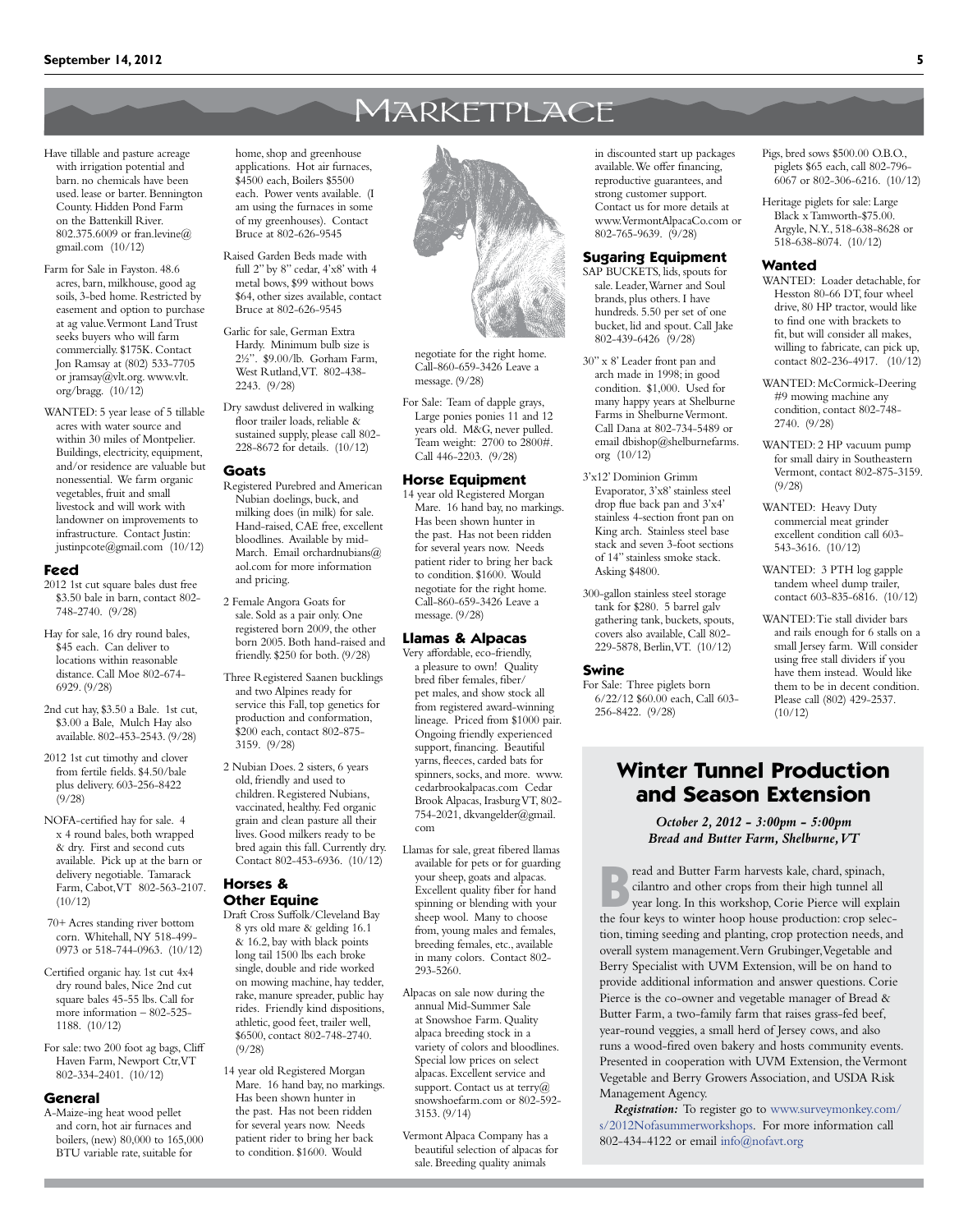# Marketplace

Have tillable and pasture acreage with irrigation potential and barn. no chemicals have been used. lease or barter. Bennington County. Hidden Pond Farm on the Battenkill River. 802.375.6009 or fran.levine@gmail.com (10/12)

Farm for Sale in Fayston. 48.6 acres, barn, milkhouse, good ag soils, 3-bed home. Restricted by easement and option to purchase at ag value. Vermont Land Trust seeks buyers who will farm commercially. $175K. Contact Jon Ramsay at (802) 533-7705 or jramsay@vlt.org. www.vlt.org/bragg. (10/12)

WANTED: 5 year lease of 5 tillable acres with water source and within 30 miles of Montpelier. Buildings, electricity, equipment, and/or residence are valuable but nonessential. We farm organic vegetables, fruit and small livestock and will work with landowner on improvements to infrastructure. Contact Justin: justinpcote@gmail.com (10/12)

## Feed

2012 1st cut square bales dust free $3.50 bale in barn, contact 802-748-2740. (9/28)

Hay for sale, 16 dry round bales, $45 each. Can deliver to locations within reasonable distance. Call Moe 802-674-6929. (9/28)

2nd cut hay, $3.50 a Bale. 1st cut, $3.00 a Bale, Mulch Hay also available. 802-453-2543. (9/28)

2012 1st cut timothy and clover from fertile fields. $4.50/bale plus delivery. 603-256-8422 (9/28)

NOFA-certified hay for sale. 4 x 4 round bales, both wrapped & dry. First and second cuts available. Pick up at the barn or delivery negotiable. Tamarack Farm, Cabot, VT 802-563-2107. (10/12)

70+ Acres standing river bottom corn. Whitehall, NY 518-499-0973 or 518-744-0963. (10/12)

Certified organic hay. 1st cut 4x4 dry round bales, Nice 2nd cut square bales 45-55 lbs. Call for more information – 802-525-1188. (10/12)

For sale: two 200 foot ag bags, Cliff Haven Farm, Newport Ctr, VT 802-334-2401. (10/12)

## General

A-Maize-ing heat wood pellet and corn, hot air furnaces and boilers, (new) 80,000 to 165,000 BTU variable rate, suitable for home, shop and greenhouse applications. Hot air furnaces, $4500 each, Boilers $5500 each. Power vents available. (I am using the furnaces in some of my greenhouses). Contact Bruce at 802-626-9545

Raised Garden Beds made with full 2" by 8" cedar, 4'x8' with 4 metal bows, $99 without bows $64, other sizes available, contact Bruce at 802-626-9545

Garlic for sale, German Extra Hardy. Minimum bulb size is 2½". $9.00/lb. Gorham Farm, West Rutland, VT. 802-438-2243. (9/28)

Dry sawdust delivered in walking floor trailer loads, reliable & sustained supply, please call 802-228-8672 for details. (10/12)

## Goats

Registered Purebred and American Nubian doelings, buck, and milking does (in milk) for sale. Hand-raised, CAE free, excellent bloodlines. Available by mid-March. Email orchardnubians@aol.com for more information and pricing.

2 Female Angora Goats for sale. Sold as a pair only. One registered born 2009, the other born 2005. Both hand-raised and friendly. $250 for both. (9/28)

Three Registered Saanen bucklings and two Alpines ready for service this Fall, top genetics for production and conformation, $200 each, contact 802-875-3159. (9/28)

2 Nubian Does. 2 sisters, 6 years old, friendly and used to children. Registered Nubians, vaccinated, healthy. Fed organic grain and clean pasture all their lives. Good milkers ready to be bred again this fall. Currently dry. Contact 802-453-6936. (10/12)

## Horses & Other Equine

Draft Cross Suffolk/Cleveland Bay 8 yrs old mare & gelding 16.1 & 16.2, bay with black points long tail 1500 lbs each broke single, double and ride worked on mowing machine, hay tedder, rake, manure spreader, public hay rides. Friendly kind dispositions, athletic, good feet, trailer well, $6500, contact 802-748-2740. (9/28)

14 year old Registered Morgan Mare. 16 hand bay, no markings. Has been shown hunter in the past. Has not been ridden for several years now. Needs patient rider to bring her back to condition. $1600. Would negotiate for the right home. Call-860-659-3426 Leave a message. (9/28)

For Sale: Team of dapple grays, Large ponies ponies 11 and 12 years old. M&G, never pulled. Team weight: 2700 to 2800#. Call 446-2203. (9/28)

## Horse Equipment

14 year old Registered Morgan Mare. 16 hand bay, no markings. Has been shown hunter in the past. Has not been ridden for several years now. Needs patient rider to bring her back to condition. $1600. Would negotiate for the right home. Call-860-659-3426 Leave a message. (9/28)

## Llamas & Alpacas

Very affordable, eco-friendly, a pleasure to own! Quality bred fiber females, fiber/pet males, and show stock all from registered award-winning lineage. Priced from $1000 pair. Ongoing friendly experienced support, financing. Beautiful yarns, fleeces, carded bats for spinners, socks, and more. www.cedarbrookalpacas.com Cedar Brook Alpacas, Irasburg VT, 802-754-2021, dkvangelder@gmail.com

Llamas for sale, great fibered llamas available for pets or for guarding your sheep, goats and alpacas. Excellent quality fiber for hand spinning or blending with your sheep wool. Many to choose from, young males and females, breeding females, etc., available in many colors. Contact 802-293-5260.

Alpacas on sale now during the annual Mid-Summer Sale at Snowshoe Farm. Quality alpaca breeding stock in a variety of colors and bloodlines. Special low prices on select alpacas. Excellent service and support. Contact us at terry@snowshoefarm.com or 802-592-3153. (9/14)

Vermont Alpaca Company has a beautiful selection of alpacas for sale. Breeding quality animals in discounted start up packages available. We offer financing, reproductive guarantees, and strong customer support. Contact us for more details at www.VermontAlpacaCo.com or 802-765-9639. (9/28)

## Sugaring Equipment

SAP BUCKETS, lids, spouts for sale. Leader, Warner and Soul brands, plus others. I have hundreds. 5.50 per set of one bucket, lid and spout. Call Jake 802-439-6426 (9/28)

30" x 8' Leader front pan and arch made in 1998; in good condition. $1,000. Used for many happy years at Shelburne Farms in Shelburne Vermont. Call Dana at 802-734-5489 or email dbishop@shelburnefarms.org (10/12)

3'x12' Dominion Grimm Evaporator, 3'x8' stainless steel drop flue back pan and 3'x4' stainless 4-section front pan on King arch. Stainless steel base stack and seven 3-foot sections of 14" stainless smoke stack. Asking $4800.

300-gallon stainless steel storage tank for $280. 5 barrel galv gathering tank, buckets, spouts, covers also available, Call 802-229-5878, Berlin, VT. (10/12)

## Swine

For Sale: Three piglets born 6/22/12 $60.00 each, Call 603-256-8422. (9/28)

Pigs, bred sows $500.00 O.B.O., piglets $65 each, call 802-796-6067 or 802-306-6216. (10/12)

Heritage piglets for sale: Large Black x Tamworth-$75.00. Argyle, N.Y., 518-638-8628 or 518-638-8074. (10/12)

## Wanted

WANTED: Loader detachable, for Hesston 80-66 DT, four wheel drive, 80 HP tractor, would like to find one with brackets to fit, but will consider all makes, willing to fabricate, can pick up, contact 802-236-4917. (10/12)

WANTED: McCormick-Deering #9 mowing machine any condition, contact 802-748-2740. (9/28)

WANTED: 2 HP vacuum pump for small dairy in Southeastern Vermont, contact 802-875-3159. (9/28)

WANTED: Heavy Duty commercial meat grinder excellent condition call 603-543-3616. (10/12)

WANTED: 3 PTH log gapple tandem wheel dump trailer, contact 603-835-6816. (10/12)

WANTED: Tie stall divider bars and rails enough for 6 stalls on a small Jersey farm. Will consider using free stall dividers if you have them instead. Would like them to be in decent condition. Please call (802) 429-2537. (10/12)

## Winter Tunnel Production and Season Extension

*October 2, 2012 - 3:00pm - 5:00pm*
*Bread and Butter Farm, Shelburne, VT*

Bread and Butter Farm harvests kale, chard, spinach, cilantro and other crops from their high tunnel all year long. In this workshop, Corie Pierce will explain the four keys to winter hoop house production: crop selection, timing seeding and planting, crop protection needs, and overall system management. Vern Grubinger, Vegetable and Berry Specialist with UVM Extension, will be on hand to provide additional information and answer questions. Corie Pierce is the co-owner and vegetable manager of Bread & Butter Farm, a two-family farm that raises grass-fed beef, year-round veggies, a small herd of Jersey cows, and also runs a wood-fired oven bakery and hosts community events. Presented in cooperation with UVM Extension, the Vermont Vegetable and Berry Growers Association, and USDA Risk Management Agency.

***Registration:*** To register go to www.surveymonkey.com/s/2012Nofasummerworkshops. For more information call 802-434-4122 or email info@nofavt.org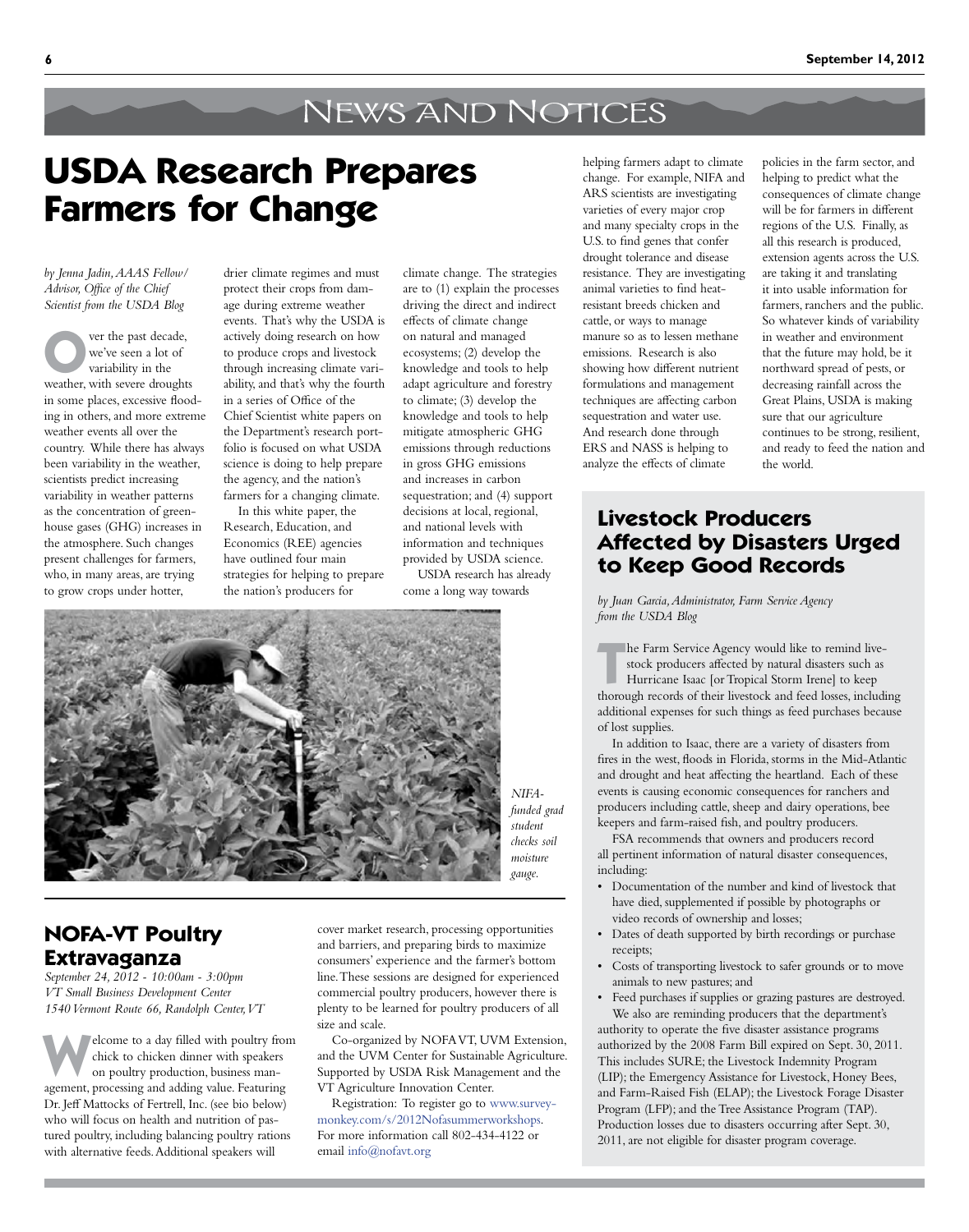# News and Notices

## USDA Research Prepares Farmers for Change

*by Jenna Jadin, AAAS Fellow/ Advisor, Office of the Chief Scientist from the USDA Blog*

Over the past decade, we've seen a lot of variability in the weather, with severe droughts in some places, excessive flooding in others, and more extreme weather events all over the country. While there has always been variability in the weather, scientists predict increasing variability in weather patterns as the concentration of greenhouse gases (GHG) increases in the atmosphere. Such changes present challenges for farmers, who, in many areas, are trying to grow crops under hotter, drier climate regimes and must protect their crops from damage during extreme weather events. That's why the USDA is actively doing research on how to produce crops and livestock through increasing climate variability, and that's why the fourth in a series of Office of the Chief Scientist white papers on the Department's research portfolio is focused on what USDA science is doing to help prepare the agency, and the nation's farmers for a changing climate.

In this white paper, the Research, Education, and Economics (REE) agencies have outlined four main strategies for helping to prepare the nation's producers for climate change. The strategies are to (1) explain the processes driving the direct and indirect effects of climate change on natural and managed ecosystems; (2) develop the knowledge and tools to help adapt agriculture and forestry to climate; (3) develop the knowledge and tools to help mitigate atmospheric GHG emissions through reductions in gross GHG emissions and increases in carbon sequestration; and (4) support decisions at local, regional, and national levels with information and techniques provided by USDA science.

USDA research has already come a long way towards helping farmers adapt to climate change. For example, NIFA and ARS scientists are investigating varieties of every major crop and many specialty crops in the U.S. to find genes that confer drought tolerance and disease resistance. They are investigating animal varieties to find heat-resistant breeds chicken and cattle, or ways to manage manure so as to lessen methane emissions. Research is also showing how different nutrient formulations and management techniques are affecting carbon sequestration and water use. And research done through ERS and NASS is helping to analyze the effects of climate policies in the farm sector, and helping to predict what the consequences of climate change will be for farmers in different regions of the U.S. Finally, as all this research is produced, extension agents across the U.S. are taking it and translating it into usable information for farmers, ranchers and the public. So whatever kinds of variability in weather and environment that the future may hold, be it northward spread of pests, or decreasing rainfall across the Great Plains, USDA is making sure that our agriculture continues to be strong, resilient, and ready to feed the nation and the world.

*NIFA-funded grad student checks soil moisture gauge.*

## Livestock Producers Affected by Disasters Urged to Keep Good Records

*by Juan Garcia, Administrator, Farm Service Agency from the USDA Blog*

The Farm Service Agency would like to remind livestock producers affected by natural disasters such as Hurricane Isaac [or Tropical Storm Irene] to keep thorough records of their livestock and feed losses, including additional expenses for such things as feed purchases because of lost supplies.

In addition to Isaac, there are a variety of disasters from fires in the west, floods in Florida, storms in the Mid-Atlantic and drought and heat affecting the heartland. Each of these events is causing economic consequences for ranchers and producers including cattle, sheep and dairy operations, bee keepers and farm-raised fish, and poultry producers.

FSA recommends that owners and producers record all pertinent information of natural disaster consequences, including:

- Documentation of the number and kind of livestock that have died, supplemented if possible by photographs or video records of ownership and losses;
- Dates of death supported by birth recordings or purchase receipts;
- Costs of transporting livestock to safer grounds or to move animals to new pastures; and
- Feed purchases if supplies or grazing pastures are destroyed.

We also are reminding producers that the department's authority to operate the five disaster assistance programs authorized by the 2008 Farm Bill expired on Sept. 30, 2011. This includes SURE; the Livestock Indemnity Program (LIP); the Emergency Assistance for Livestock, Honey Bees, and Farm-Raised Fish (ELAP); the Livestock Forage Disaster Program (LFP); and the Tree Assistance Program (TAP). Production losses due to disasters occurring after Sept. 30, 2011, are not eligible for disaster program coverage.

## NOFA-VT Poultry Extravaganza

*September 24, 2012 - 10:00am - 3:00pm*
*VT Small Business Development Center*
*1540 Vermont Route 66, Randolph Center, VT*

Welcome to a day filled with poultry from chick to chicken dinner with speakers on poultry production, business management, processing and adding value. Featuring Dr. Jeff Mattocks of Fertrell, Inc. (see bio below) who will focus on health and nutrition of pastured poultry, including balancing poultry rations with alternative feeds. Additional speakers will cover market research, processing opportunities and barriers, and preparing birds to maximize consumers' experience and the farmer's bottom line. These sessions are designed for experienced commercial poultry producers, however there is plenty to be learned for poultry producers of all size and scale.

Co-organized by NOFA VT, UVM Extension, and the UVM Center for Sustainable Agriculture. Supported by USDA Risk Management and the VT Agriculture Innovation Center.

Registration: To register go to www.surveymonkey.com/s/2012Nofasummerworkshops. For more information call 802-434-4122 or email info@nofavt.org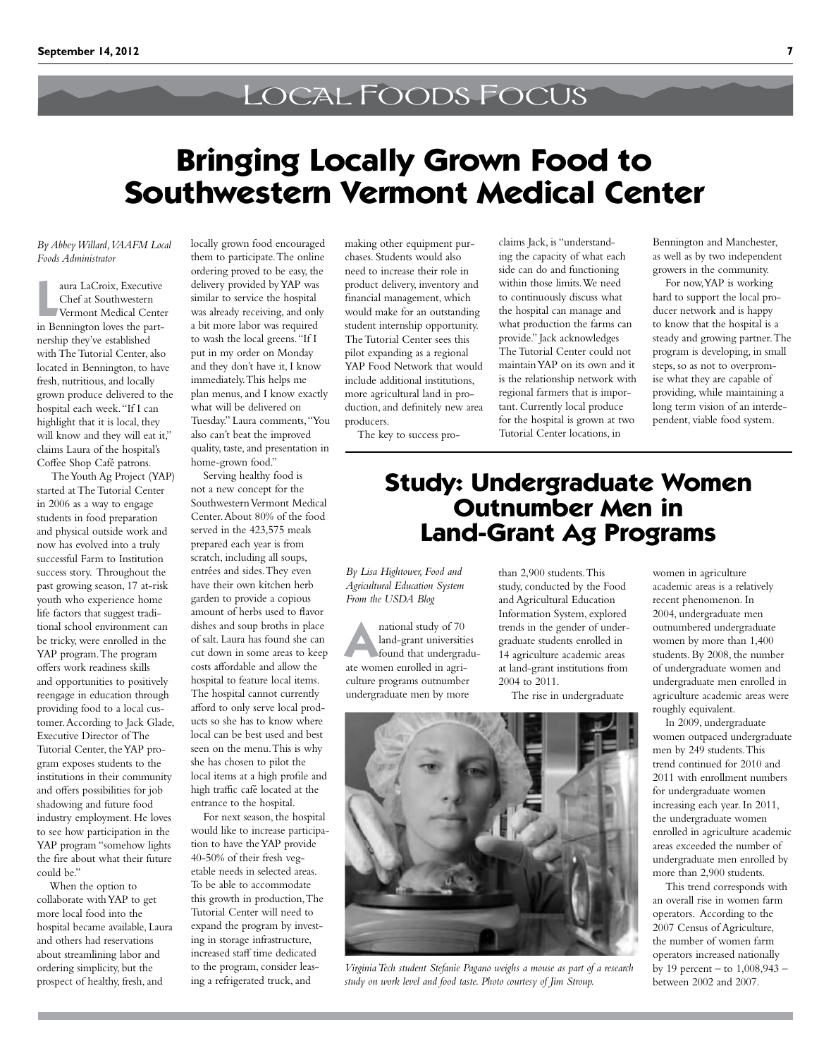# Local Foods Focus

## Bringing Locally Grown Food to Southwestern Vermont Medical Center

*By Abbey Willard, VAAFM Local Foods Administrator*

Laura LaCroix, Executive Chef at Southwestern Vermont Medical Center in Bennington loves the partnership they've established with The Tutorial Center, also located in Bennington, to have fresh, nutritious, and locally grown produce delivered to the hospital each week. "If I can highlight that it is local, they will know and they will eat it," claims Laura of the hospital's Coffee Shop Café patrons.

The Youth Ag Project (YAP) started at The Tutorial Center in 2006 as a way to engage students in food preparation and physical outside work and now has evolved into a truly successful Farm to Institution success story. Throughout the past growing season, 17 at-risk youth who experience home life factors that suggest traditional school environment can be tricky, were enrolled in the YAP program. The program offers work readiness skills and opportunities to positively reengage in education through providing food to a local customer. According to Jack Glade, Executive Director of The Tutorial Center, the YAP program exposes students to the institutions in their community and offers possibilities for job shadowing and future food industry employment. He loves to see how participation in the YAP program "somehow lights the fire about what their future could be."

When the option to collaborate with YAP to get more local food into the hospital became available, Laura and others had reservations about streamlining labor and ordering simplicity, but the prospect of healthy, fresh, and locally grown food encouraged them to participate. The online ordering proved to be easy, the delivery provided by YAP was similar to service the hospital was already receiving, and only a bit more labor was required to wash the local greens. "If I put in my order on Monday and they don't have it, I know immediately. This helps me plan menus, and I know exactly what will be delivered on Tuesday." Laura comments, "You also can't beat the improved quality, taste, and presentation in home-grown food."

Serving healthy food is not a new concept for the Southwestern Vermont Medical Center. About 80% of the food served in the 423,575 meals prepared each year is from scratch, including all soups, entrées and sides. They even have their own kitchen herb garden to provide a copious amount of herbs used to flavor dishes and soup broths in place of salt. Laura has found she can cut down in some areas to keep costs affordable and allow the hospital to feature local items. The hospital cannot currently afford to only serve local products so she has to know where local can be best used and best seen on the menu. This is why she has chosen to pilot the local items at a high profile and high traffic café located at the entrance to the hospital.

For next season, the hospital would like to increase participation to have the YAP provide 40-50% of their fresh vegetable needs in selected areas. To be able to accommodate this growth in production, The Tutorial Center will need to expand the program by investing in storage infrastructure, increased staff time dedicated to the program, consider leasing a refrigerated truck, and making other equipment purchases. Students would also need to increase their role in product delivery, inventory and financial management, which would make for an outstanding student internship opportunity. The Tutorial Center sees this pilot expanding as a regional YAP Food Network that would include additional institutions, more agricultural land in production, and definitely new area producers.

The key to success proclaims Jack, is "understanding the capacity of what each side can do and functioning within those limits. We need to continuously discuss what the hospital can manage and what production the farms can provide." Jack acknowledges The Tutorial Center could not maintain YAP on its own and it is the relationship network with regional farmers that is important. Currently local produce for the hospital is grown at two Tutorial Center locations, in Bennington and Manchester, as well as by two independent growers in the community.

For now, YAP is working hard to support the local producer network and is happy to know that the hospital is a steady and growing partner. The program is developing, in small steps, so as not to overpromise what they are capable of providing, while maintaining a long term vision of an interdependent, viable food system.

## Study: Undergraduate Women Outnumber Men in Land-Grant Ag Programs

*By Lisa Hightower, Food and Agricultural Education System From the USDA Blog*

A national study of 70 land-grant universities found that undergraduate women enrolled in agriculture programs outnumber undergraduate men by more than 2,900 students. This study, conducted by the Food and Agricultural Education Information System, explored trends in the gender of undergraduate students enrolled in 14 agriculture academic areas at land-grant institutions from 2004 to 2011.

The rise in undergraduate women in agriculture academic areas is a relatively recent phenomenon. In 2004, undergraduate men outnumbered undergraduate women by more than 1,400 students. By 2008, the number of undergraduate women and undergraduate men enrolled in agriculture academic areas were roughly equivalent.

In 2009, undergraduate women outpaced undergraduate men by 249 students. This trend continued for 2010 and 2011 with enrollment numbers for undergraduate women increasing each year. In 2011, the undergraduate women enrolled in agriculture academic areas exceeded the number of undergraduate men enrolled by more than 2,900 students.

This trend corresponds with an overall rise in women farm operators. According to the 2007 Census of Agriculture, the number of women farm operators increased nationally by 19 percent – to 1,008,943 – between 2002 and 2007.

*Virginia Tech student Stefanie Pagano weighs a mouse as part of a research study on work level and food taste. Photo courtesy of Jim Stroup.*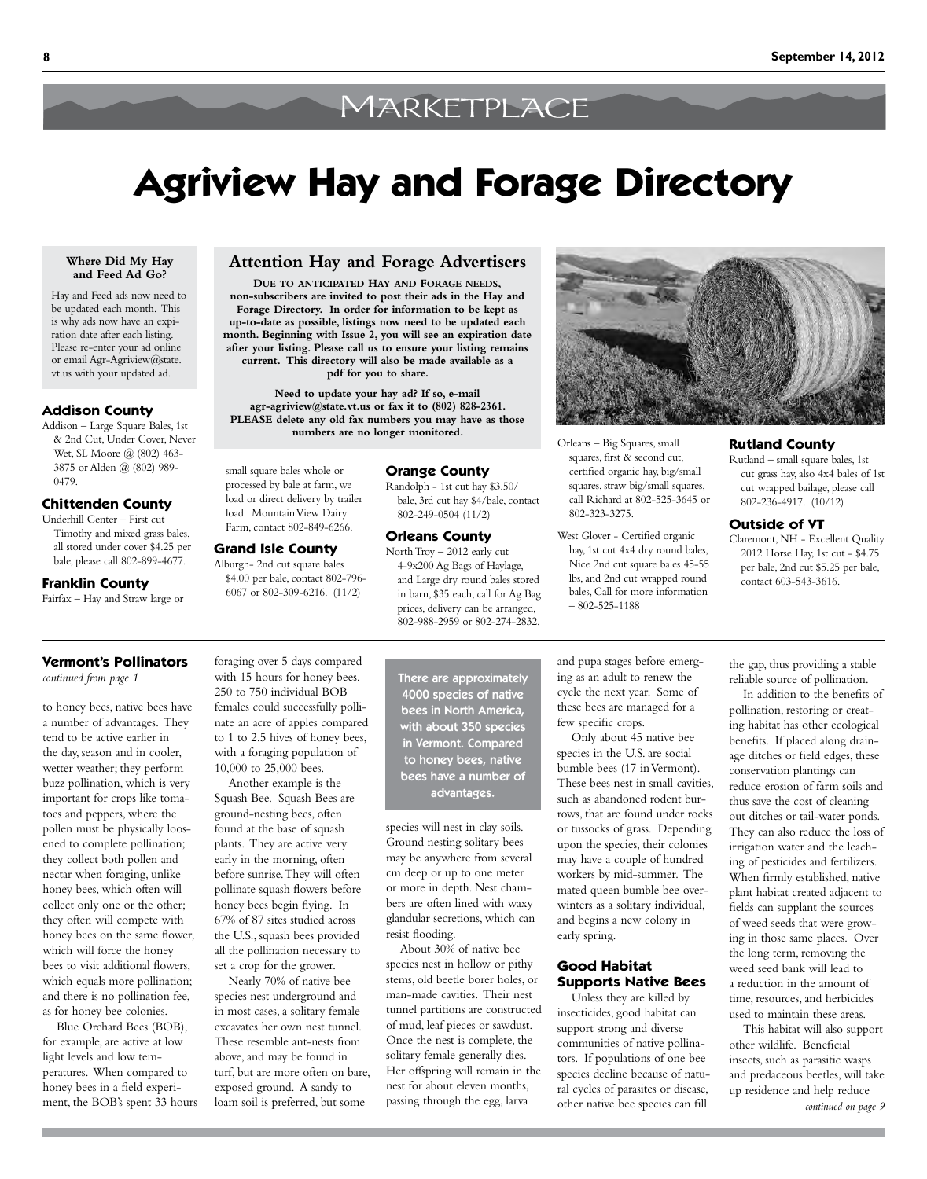## MARKETPLACE

# Agriview Hay and Forage Directory

**Where Did My Hay and Feed Ad Go?**

Hay and Feed ads now need to be updated each month. This is why ads now have an expiration date after each listing. Please re-enter your ad online or email Agr-Agriview@state.vt.us with your updated ad.

### Attention Hay and Forage Advertisers

**DUE TO ANTICIPATED HAY AND FORAGE NEEDS, non-subscribers are invited to post their ads in the Hay and Forage Directory. In order for information to be kept as up-to-date as possible, listings now need to be updated each month. Beginning with Issue 2, you will see an expiration date after your listing. Please call us to ensure your listing remains current. This directory will also be made available as a pdf for you to share.**

**Need to update your hay ad? If so, e-mail agr-agriview@state.vt.us or fax it to (802) 828-2361. PLEASE delete any old fax numbers you may have as those numbers are no longer monitored.**

### Addison County

Addison – Large Square Bales, 1st & 2nd Cut, Under Cover, Never Wet, SL Moore @ (802) 463-3875 or Alden @ (802) 989-0479.

### Chittenden County

Underhill Center – First cut Timothy and mixed grass bales, all stored under cover $4.25 per bale, please call 802-899-4677.

### Franklin County

Fairfax – Hay and Straw large or small square bales whole or processed by bale at farm, we load or direct delivery by trailer load. Mountain View Dairy Farm, contact 802-849-6266.

### Grand Isle County

Alburgh- 2nd cut square bales $4.00 per bale, contact 802-796-6067 or 802-309-6216. (11/2)

### Orange County

Randolph - 1st cut hay $3.50/ bale, 3rd cut hay $4/bale, contact 802-249-0504 (11/2)

### Orleans County

North Troy – 2012 early cut 4-9x200 Ag Bags of Haylage, and Large dry round bales stored in barn, $35 each, call for Ag Bag prices, delivery can be arranged, 802-988-2959 or 802-274-2832.

Orleans – Big Squares, small squares, first & second cut, certified organic hay, big/small squares, straw big/small squares, call Richard at 802-525-3645 or 802-323-3275.

West Glover - Certified organic hay, 1st cut 4x4 dry round bales, Nice 2nd cut square bales 45-55 lbs, and 2nd cut wrapped round bales, Call for more information – 802-525-1188

### Rutland County

Rutland – small square bales, 1st cut grass hay, also 4x4 bales of 1st cut wrapped bailage, please call 802-236-4917. (10/12)

### Outside of VT

Claremont, NH - Excellent Quality 2012 Horse Hay, 1st cut - $4.75 per bale, 2nd cut $5.25 per bale, contact 603-543-3616.

---

### Vermont's Pollinators

*continued from page 1*

to honey bees, native bees have a number of advantages. They tend to be active earlier in the day, season and in cooler, wetter weather; they perform buzz pollination, which is very important for crops like tomatoes and peppers, where the pollen must be physically loosened to complete pollination; they collect both pollen and nectar when foraging, unlike honey bees, which often will collect only one or the other; they often will compete with honey bees on the same flower, which will force the honey bees to visit additional flowers, which equals more pollination; and there is no pollination fee, as for honey bee colonies.

Blue Orchard Bees (BOB), for example, are active at low light levels and low temperatures. When compared to honey bees in a field experiment, the BOB's spent 33 hours foraging over 5 days compared with 15 hours for honey bees. 250 to 750 individual BOB females could successfully pollinate an acre of apples compared to 1 to 2.5 hives of honey bees, with a foraging population of 10,000 to 25,000 bees.

Another example is the Squash Bee. Squash Bees are ground-nesting bees, often found at the base of squash plants. They are active very early in the morning, often before sunrise. They will often pollinate squash flowers before honey bees begin flying. In 67% of 87 sites studied across the U.S., squash bees provided all the pollination necessary to set a crop for the grower.

Nearly 70% of native bee species nest underground and in most cases, a solitary female excavates her own nest tunnel. These resemble ant-nests from above, and may be found in turf, but are more often on bare, exposed ground. A sandy to loam soil is preferred, but some species will nest in clay soils. Ground nesting solitary bees may be anywhere from several cm deep or up to one meter or more in depth. Nest chambers are often lined with waxy glandular secretions, which can resist flooding.

**There are approximately 4000 species of native bees in North America, with about 350 species in Vermont. Compared to honey bees, native bees have a number of advantages.**

About 30% of native bee species nest in hollow or pithy stems, old beetle borer holes, or man-made cavities. Their nest tunnel partitions are constructed of mud, leaf pieces or sawdust. Once the nest is complete, the solitary female generally dies. Her offspring will remain in the nest for about eleven months, passing through the egg, larva and pupa stages before emerging as an adult to renew the cycle the next year. Some of these bees are managed for a few specific crops.

Only about 45 native bee species in the U.S. are social bumble bees (17 in Vermont). These bees nest in small cavities, such as abandoned rodent burrows, that are found under rocks or tussocks of grass. Depending upon the species, their colonies may have a couple of hundred workers by mid-summer. The mated queen bumble bee overwinters as a solitary individual, and begins a new colony in early spring.

### Good Habitat Supports Native Bees

Unless they are killed by insecticides, good habitat can support strong and diverse communities of native pollinators. If populations of one bee species decline because of natural cycles of parasites or disease, other native bee species can fill the gap, thus providing a stable reliable source of pollination.

In addition to the benefits of pollination, restoring or creating habitat has other ecological benefits. If placed along drainage ditches or field edges, these conservation plantings can reduce erosion of farm soils and thus save the cost of cleaning out ditches or tail-water ponds. They can also reduce the loss of irrigation water and the leaching of pesticides and fertilizers. When firmly established, native plant habitat created adjacent to fields can supplant the sources of weed seeds that were growing in those same places. Over the long term, removing the weed seed bank will lead to a reduction in the amount of time, resources, and herbicides used to maintain these areas.

This habitat will also support other wildlife. Beneficial insects, such as parasitic wasps and predaceous beetles, will take up residence and help reduce

*continued on page 9*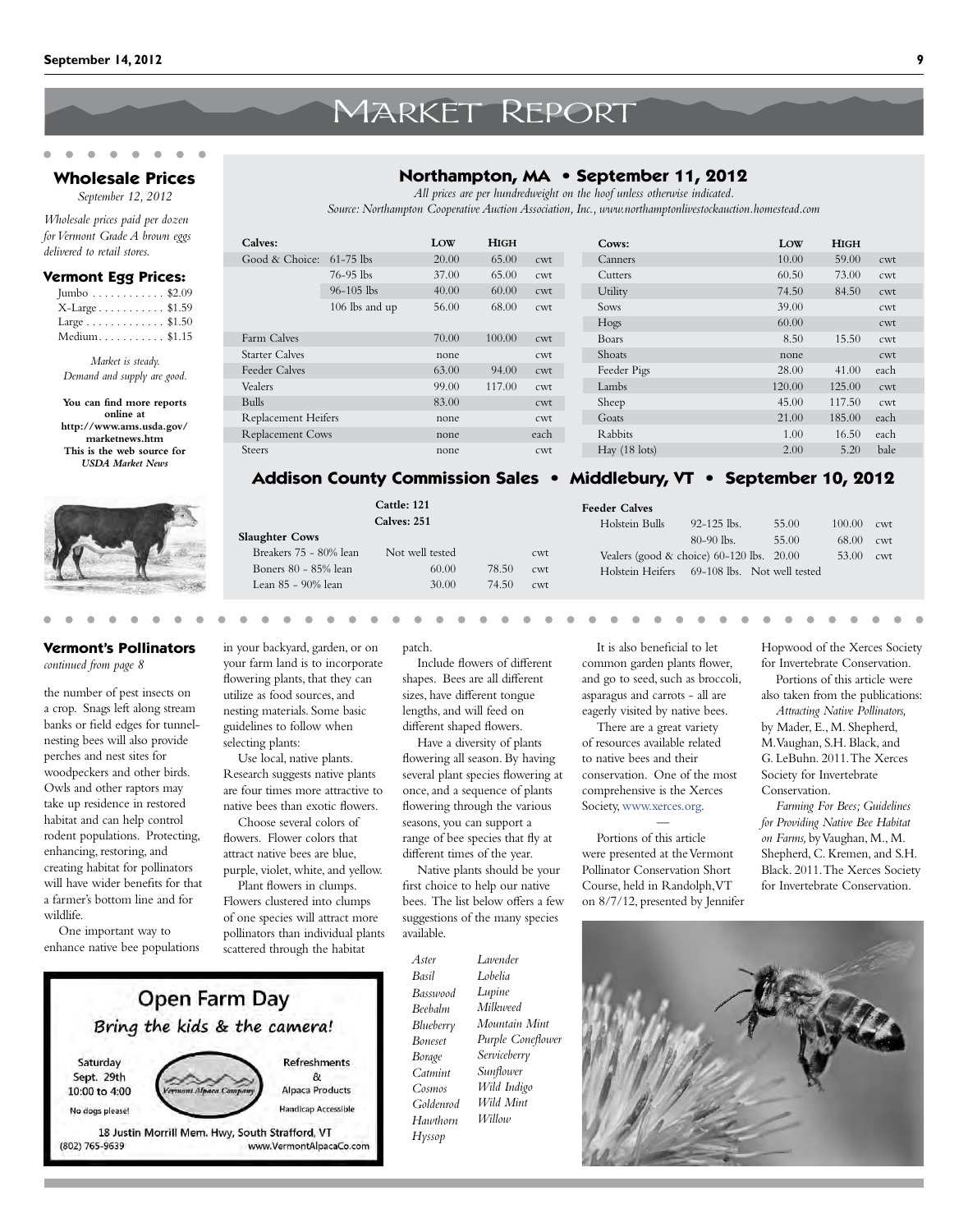# Market Report

## Wholesale Prices

*September 12, 2012*

*Wholesale prices paid per dozen for Vermont Grade A brown eggs delivered to retail stores.*

### Vermont Egg Prices:

| | |
|---|---|
| Jumbo | $2.09 |
| X-Large | $1.59 |
| Large | $1.50 |
| Medium | $1.15 |

*Market is steady.*
*Demand and supply are good.*

**You can find more reports online at http://www.ams.usda.gov/marketnews.htm This is the web source for *USDA Market News***

## Northampton, MA • September 11, 2012

*All prices are per hundredweight on the hoof unless otherwise indicated.*
*Source: Northampton Cooperative Auction Association, Inc., www.northamptonlivestockauction.homestead.com*

| Calves: | | Low | High | |
|---|---|---|---|---|
| Good & Choice: | 61-75 lbs | 20.00 | 65.00 | cwt |
| | 76-95 lbs | 37.00 | 65.00 | cwt |
| | 96-105 lbs | 40.00 | 60.00 | cwt |
| | 106 lbs and up | 56.00 | 68.00 | cwt |
| Farm Calves | | 70.00 | 100.00 | cwt |
| Starter Calves | | none | | cwt |
| Feeder Calves | | 63.00 | 94.00 | cwt |
| Vealers | | 99.00 | 117.00 | cwt |
| Bulls | | 83.00 | | cwt |
| Replacement Heifers | | none | | cwt |
| Replacement Cows | | none | | each |
| Steers | | none | | cwt |

| Cows: | Low | High | |
|---|---|---|---|
| Canners | 10.00 | 59.00 | cwt |
| Cutters | 60.50 | 73.00 | cwt |
| Utility | 74.50 | 84.50 | cwt |
| Sows | 39.00 | | cwt |
| Hogs | 60.00 | | cwt |
| Boars | 8.50 | 15.50 | cwt |
| Shoats | none | | cwt |
| Feeder Pigs | 28.00 | 41.00 | each |
| Lambs | 120.00 | 125.00 | cwt |
| Sheep | 45.00 | 117.50 | cwt |
| Goats | 21.00 | 185.00 | each |
| Rabbits | 1.00 | 16.50 | each |
| Hay (18 lots) | 2.00 | 5.20 | bale |

## Addison County Commission Sales • Middlebury, VT • September 10, 2012

**Cattle: 121**
**Calves: 251**

| Slaughter Cows | | | |
|---|---|---|---|
| Breakers 75 - 80% lean | Not well tested | | cwt |
| Boners 80 - 85% lean | 60.00 | 78.50 | cwt |
| Lean 85 - 90% lean | 30.00 | 74.50 | cwt |

| Feeder Calves | | | | |
|---|---|---|---|---|
| Holstein Bulls | 92-125 lbs. | 55.00 | 100.00 | cwt |
| | 80-90 lbs. | 55.00 | 68.00 | cwt |
| Vealers (good & choice) | 60-120 lbs. | 20.00 | 53.00 | cwt |
| Holstein Heifers | 69-108 lbs. | Not well tested | | |

## Vermont's Pollinators

*continued from page 8*

the number of pest insects on a crop. Snags left along stream banks or field edges for tunnel-nesting bees will also provide perches and nest sites for woodpeckers and other birds. Owls and other raptors may take up residence in restored habitat and can help control rodent populations. Protecting, enhancing, restoring, and creating habitat for pollinators will have wider benefits for that a farmer's bottom line and for wildlife.

One important way to enhance native bee populations in your backyard, garden, or on your farm land is to incorporate flowering plants, that they can utilize as food sources, and nesting materials. Some basic guidelines to follow when selecting plants:

Use local, native plants. Research suggests native plants are four times more attractive to native bees than exotic flowers.

Choose several colors of flowers. Flower colors that attract native bees are blue, purple, violet, white, and yellow.

Plant flowers in clumps. Flowers clustered into clumps of one species will attract more pollinators than individual plants scattered through the habitat patch.

Include flowers of different shapes. Bees are all different sizes, have different tongue lengths, and will feed on different shaped flowers.

Have a diversity of plants flowering all season. By having several plant species flowering at once, and a sequence of plants flowering through the various seasons, you can support a range of bee species that fly at different times of the year.

Native plants should be your first choice to help our native bees. The list below offers a few suggestions of the many species available.

| | |
|---|---|
| *Aster* | *Lavender* |
| *Basil* | *Lobelia* |
| *Basswood* | *Lupine* |
| *Beebalm* | *Milkweed* |
| *Blueberry* | *Mountain Mint* |
| *Boneset* | *Purple Coneflower* |
| *Borage* | *Serviceberry* |
| *Catmint* | *Sunflower* |
| *Cosmos* | *Wild Indigo* |
| *Goldenrod* | *Wild Mint* |
| *Hawthorn* | *Willow* |
| *Hyssop* | |

It is also beneficial to let common garden plants flower, and go to seed, such as broccoli, asparagus and carrots - all are eagerly visited by native bees.

There are a great variety of resources available related to native bees and their conservation. One of the most comprehensive is the Xerces Society, www.xerces.org.

—

Portions of this article were presented at the Vermont Pollinator Conservation Short Course, held in Randolph, VT on 8/7/12, presented by Jennifer Hopwood of the Xerces Society for Invertebrate Conservation.

Portions of this article were also taken from the publications:

*Attracting Native Pollinators,* by Mader, E., M. Shepherd, M. Vaughan, S.H. Black, and G. LeBuhn. 2011. The Xerces Society for Invertebrate Conservation.

*Farming For Bees; Guidelines for Providing Native Bee Habitat on Farms,* by Vaughan, M., M. Shepherd, C. Kremen, and S.H. Black. 2011. The Xerces Society for Invertebrate Conservation.

---

**Open Farm Day**

*Bring the kids & the camera!*

Saturday Sept. 29th 10:00 to 4:00

No dogs please!

Vermont Alpaca Company

Refreshments & Alpaca Products

Handicap Accessible

18 Justin Morrill Mem. Hwy, South Strafford, VT

(802) 765-9639 www.VermontAlpacaCo.com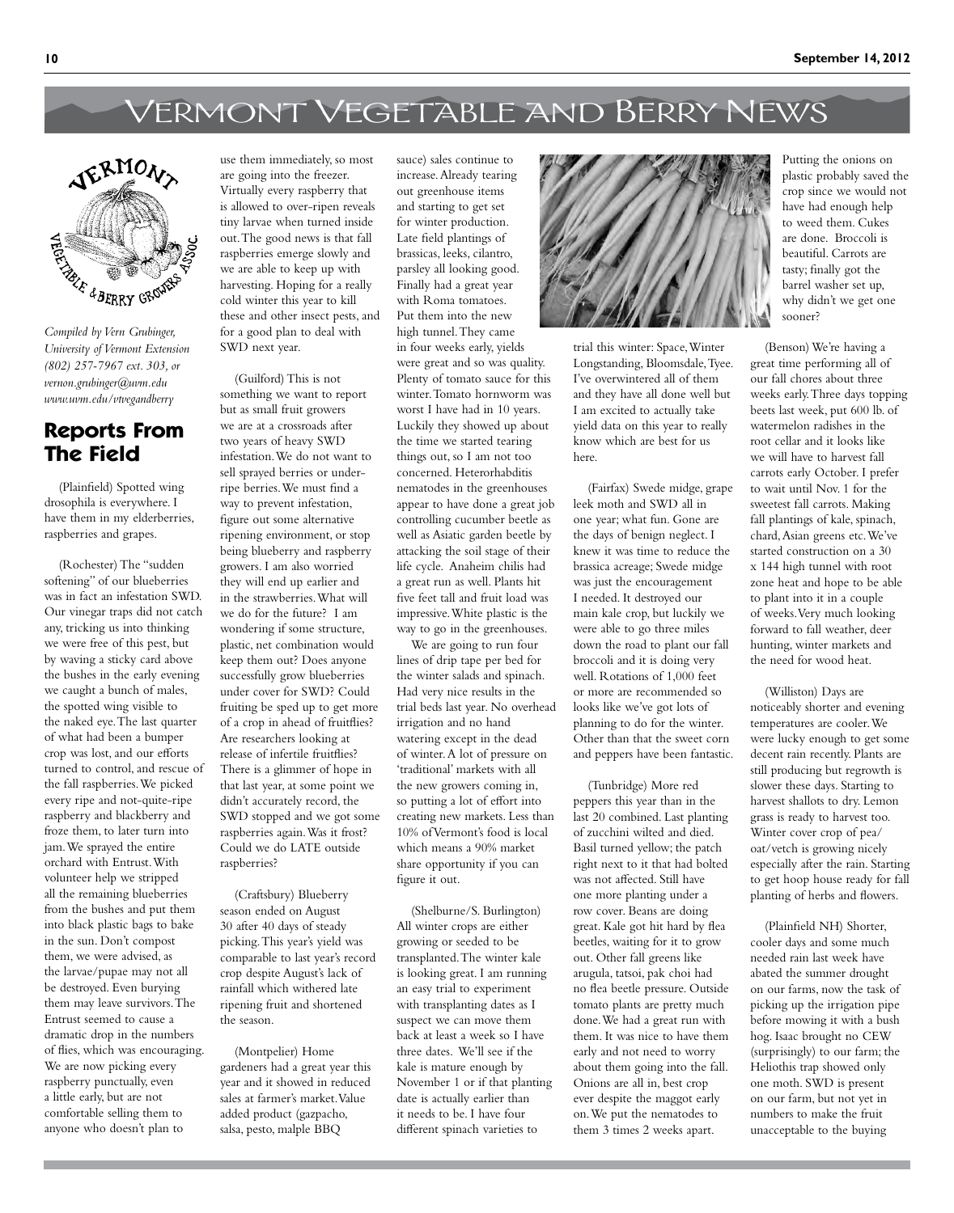# Vermont Vegetable and Berry News

*Compiled by Vern Grubinger, University of Vermont Extension (802) 257-7967 ext. 303, or vernon.grubinger@uvm.edu www.uvm.edu/vtvegandberry*

## Reports From The Field

(Plainfield) Spotted wing drosophila is everywhere. I have them in my elderberries, raspberries and grapes.

(Rochester) The "sudden softening" of our blueberries was in fact an infestation SWD. Our vinegar traps did not catch any, tricking us into thinking we were free of this pest, but by waving a sticky card above the bushes in the early evening we caught a bunch of males, the spotted wing visible to the naked eye. The last quarter of what had been a bumper crop was lost, and our efforts turned to control, and rescue of the fall raspberries. We picked every ripe and not-quite-ripe raspberry and blackberry and froze them, to later turn into jam. We sprayed the entire orchard with Entrust. With volunteer help we stripped all the remaining blueberries from the bushes and put them into black plastic bags to bake in the sun. Don't compost them, we were advised, as the larvae/pupae may not all be destroyed. Even burying them may leave survivors. The Entrust seemed to cause a dramatic drop in the numbers of flies, which was encouraging. We are now picking every raspberry punctually, even a little early, but are not comfortable selling them to anyone who doesn't plan to use them immediately, so most are going into the freezer. Virtually every raspberry that is allowed to over-ripen reveals tiny larvae when turned inside out. The good news is that fall raspberries emerge slowly and we are able to keep up with harvesting. Hoping for a really cold winter this year to kill these and other insect pests, and for a good plan to deal with SWD next year.

(Guilford) This is not something we want to report but as small fruit growers we are at a crossroads after two years of heavy SWD infestation. We do not want to sell sprayed berries or under-ripe berries. We must find a way to prevent infestation, figure out some alternative ripening environment, or stop being blueberry and raspberry growers. I am also worried they will end up earlier and in the strawberries. What will we do for the future? I am wondering if some structure, plastic, net combination would keep them out? Does anyone successfully grow blueberries under cover for SWD? Could fruiting be sped up to get more of a crop in ahead of fruitflies? Are researchers looking at release of infertile fruitflies? There is a glimmer of hope in that last year, at some point we didn't accurately record, the SWD stopped and we got some raspberries again. Was it frost? Could we do LATE outside raspberries?

(Craftsbury) Blueberry season ended on August 30 after 40 days of steady picking. This year's yield was comparable to last year's record crop despite August's lack of rainfall which withered late ripening fruit and shortened the season.

(Montpelier) Home gardeners had a great year this year and it showed in reduced sales at farmer's market. Value added product (gazpacho, salsa, pesto, malple BBQ sauce) sales continue to increase. Already tearing out greenhouse items and starting to get set for winter production. Late field plantings of brassicas, leeks, cilantro, parsley all looking good. Finally had a great year with Roma tomatoes. Put them into the new high tunnel. They came in four weeks early, yields were great and so was quality. Plenty of tomato sauce for this winter. Tomato hornworm was worst I have had in 10 years. Luckily they showed up about the time we started tearing things out, so I am not too concerned. Heterorhabditis nematodes in the greenhouses appear to have done a great job controlling cucumber beetle as well as Asiatic garden beetle by attacking the soil stage of their life cycle. Anaheim chilis had a great run as well. Plants hit five feet tall and fruit load was impressive. White plastic is the way to go in the greenhouses.

We are going to run four lines of drip tape per bed for the winter salads and spinach. Had very nice results in the trial beds last year. No overhead irrigation and no hand watering except in the dead of winter. A lot of pressure on 'traditional' markets with all the new growers coming in, so putting a lot of effort into creating new markets. Less than 10% of Vermont's food is local which means a 90% market share opportunity if you can figure it out.

(Shelburne/S. Burlington) All winter crops are either growing or seeded to be transplanted. The winter kale is looking great. I am running an easy trial to experiment with transplanting dates as I suspect we can move them back at least a week so I have three dates. We'll see if the kale is mature enough by November 1 or if that planting date is actually earlier than it needs to be. I have four different spinach varieties to trial this winter: Space, Winter Longstanding, Bloomsdale, Tyee. I've overwintered all of them and they have all done well but I am excited to actually take yield data on this year to really know which are best for us here.

(Fairfax) Swede midge, grape leek moth and SWD all in one year; what fun. Gone are the days of benign neglect. I knew it was time to reduce the brassica acreage; Swede midge was just the encouragement I needed. It destroyed our main kale crop, but luckily we were able to go three miles down the road to plant our fall broccoli and it is doing very well. Rotations of 1,000 feet or more are recommended so looks like we've got lots of planning to do for the winter. Other than that the sweet corn and peppers have been fantastic.

(Tunbridge) More red peppers this year than in the last 20 combined. Last planting of zucchini wilted and died. Basil turned yellow; the patch right next to it that had bolted was not affected. Still have one more planting under a row cover. Beans are doing great. Kale got hit hard by flea beetles, waiting for it to grow out. Other fall greens like arugula, tatsoi, pak choi had no flea beetle pressure. Outside tomato plants are pretty much done. We had a great run with them. It was nice to have them early and not need to worry about them going into the fall. Onions are all in, best crop ever despite the maggot early on. We put the nematodes to them 3 times 2 weeks apart. Putting the onions on plastic probably saved the crop since we would not have had enough help to weed them. Cukes are done. Broccoli is beautiful. Carrots are tasty; finally got the barrel washer set up, why didn't we get one sooner?

(Benson) We're having a great time performing all of our fall chores about three weeks early. Three days topping beets last week, put 600 lb. of watermelon radishes in the root cellar and it looks like we will have to harvest fall carrots early October. I prefer to wait until Nov. 1 for the sweetest fall carrots. Making fall plantings of kale, spinach, chard, Asian greens etc. We've started construction on a 30 x 144 high tunnel with root zone heat and hope to be able to plant into it in a couple of weeks. Very much looking forward to fall weather, deer hunting, winter markets and the need for wood heat.

(Williston) Days are noticeably shorter and evening temperatures are cooler. We were lucky enough to get some decent rain recently. Plants are still producing but regrowth is slower these days. Starting to harvest shallots to dry. Lemon grass is ready to harvest too. Winter cover crop of pea/oat/vetch is growing nicely especially after the rain. Starting to get hoop house ready for fall planting of herbs and flowers.

(Plainfield NH) Shorter, cooler days and some much needed rain last week have abated the summer drought on our farms, now the task of picking up the irrigation pipe before mowing it with a bush hog. Isaac brought no CEW (surprisingly) to our farm; the Heliothis trap showed only one moth. SWD is present on our farm, but not yet in numbers to make the fruit unacceptable to the buying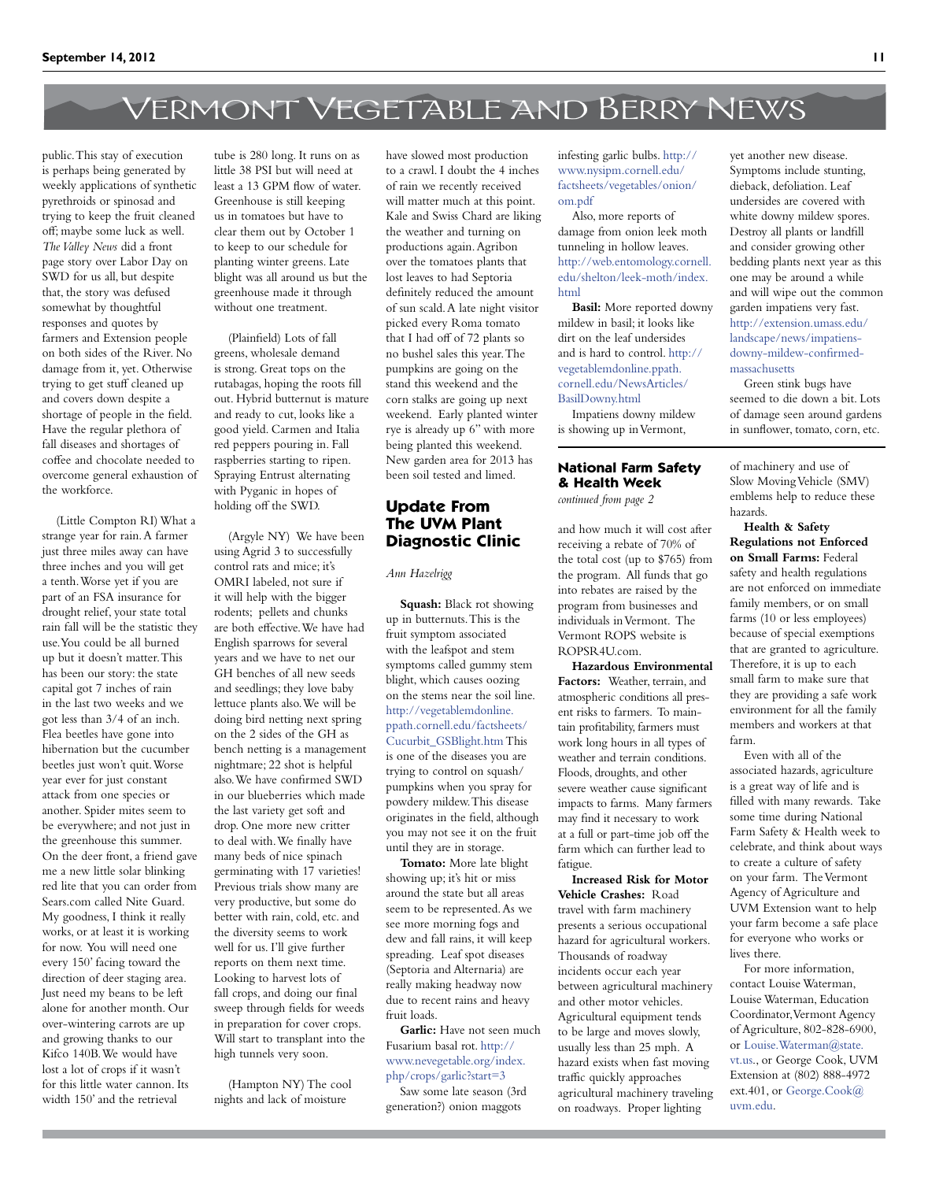# Vermont Vegetable and Berry News

public. This stay of execution is perhaps being generated by weekly applications of synthetic pyrethroids or spinosad and trying to keep the fruit cleaned off; maybe some luck as well. *The Valley News* did a front page story over Labor Day on SWD for us all, but despite that, the story was defused somewhat by thoughtful responses and quotes by farmers and Extension people on both sides of the River. No damage from it, yet. Otherwise trying to get stuff cleaned up and covers down despite a shortage of people in the field. Have the regular plethora of fall diseases and shortages of coffee and chocolate needed to overcome general exhaustion of the workforce.

(Little Compton RI) What a strange year for rain. A farmer just three miles away can have three inches and you will get a tenth. Worse yet if you are part of an FSA insurance for drought relief, your state total rain fall will be the statistic they use. You could be all burned up but it doesn't matter. This has been our story: the state capital got 7 inches of rain in the last two weeks and we got less than 3/4 of an inch. Flea beetles have gone into hibernation but the cucumber beetles just won't quit. Worse year ever for just constant attack from one species or another. Spider mites seem to be everywhere; and not just in the greenhouse this summer. On the deer front, a friend gave me a new little solar blinking red lite that you can order from Sears.com called Nite Guard. My goodness, I think it really works, or at least it is working for now. You will need one every 150' facing toward the direction of deer staging area. Just need my beans to be left alone for another month. Our over-wintering carrots are up and growing thanks to our Kifco 140B. We would have lost a lot of crops if it wasn't for this little water cannon. Its width 150' and the retrieval tube is 280 long. It runs on as little 38 PSI but will need at least a 13 GPM flow of water. Greenhouse is still keeping us in tomatoes but have to clear them out by October 1 to keep to our schedule for planting winter greens. Late blight was all around us but the greenhouse made it through without one treatment.

(Plainfield) Lots of fall greens, wholesale demand is strong. Great tops on the rutabagas, hoping the roots fill out. Hybrid butternut is mature and ready to cut, looks like a good yield. Carmen and Italia red peppers pouring in. Fall raspberries starting to ripen. Spraying Entrust alternating with Pyganic in hopes of holding off the SWD.

(Argyle NY) We have been using Agrid 3 to successfully control rats and mice; it's OMRI labeled, not sure if it will help with the bigger rodents; pellets and chunks are both effective. We have had English sparrows for several years and we have to net our GH benches of all new seeds and seedlings; they love baby lettuce plants also. We will be doing bird netting next spring on the 2 sides of the GH as bench netting is a management nightmare; 22 shot is helpful also. We have confirmed SWD in our blueberries which made the last variety get soft and drop. One more new critter to deal with. We finally have many beds of nice spinach germinating with 17 varieties! Previous trials show many are very productive, but some do better with rain, cold, etc. and the diversity seems to work well for us. I'll give further reports on them next time. Looking to harvest lots of fall crops, and doing our final sweep through fields for weeds in preparation for cover crops. Will start to transplant into the high tunnels very soon.

(Hampton NY) The cool nights and lack of moisture have slowed most production to a crawl. I doubt the 4 inches of rain we recently received will matter much at this point. Kale and Swiss Chard are liking the weather and turning on productions again. Agribon over the tomatoes plants that lost leaves to had Septoria definitely reduced the amount of sun scald. A late night visitor picked every Roma tomato that I had off of 72 plants so no bushel sales this year. The pumpkins are going on the stand this weekend and the corn stalks are going up next weekend. Early planted winter rye is already up 6" with more being planted this weekend. New garden area for 2013 has been soil tested and limed.

## Update From The UVM Plant Diagnostic Clinic

*Ann Hazelrigg*

**Squash:** Black rot showing up in butternuts. This is the fruit symptom associated with the leafspot and stem symptoms called gummy stem blight, which causes oozing on the stems near the soil line. http://vegetablemdonline.ppath.cornell.edu/factsheets/Cucurbit_GSBlight.htm This is one of the diseases you are trying to control on squash/pumpkins when you spray for powdery mildew. This disease originates in the field, although you may not see it on the fruit until they are in storage.

**Tomato:** More late blight showing up; it's hit or miss around the state but all areas seem to be represented. As we see more morning fogs and dew and fall rains, it will keep spreading. Leaf spot diseases (Septoria and Alternaria) are really making headway now due to recent rains and heavy fruit loads.

**Garlic:** Have not seen much Fusarium basal rot. http://www.nevegetable.org/index.php/crops/garlic?start=3

Saw some late season (3rd generation?) onion maggots infesting garlic bulbs. http://www.nysipm.cornell.edu/factsheets/vegetables/onion/om.pdf

Also, more reports of damage from onion leek moth tunneling in hollow leaves. http://web.entomology.cornell.edu/shelton/leek-moth/index.html

**Basil:** More reported downy mildew in basil; it looks like dirt on the leaf undersides and is hard to control. http://vegetablemdonline.ppath.cornell.edu/NewsArticles/BasilDowny.html

Impatiens downy mildew is showing up in Vermont, yet another new disease. Symptoms include stunting, dieback, defoliation. Leaf undersides are covered with white downy mildew spores. Destroy all plants or landfill and consider growing other bedding plants next year as this one may be around a while and will wipe out the common garden impatiens very fast. http://extension.umass.edu/landscape/news/impatiens-downy-mildew-confirmed-massachusetts

Green stink bugs have seemed to die down a bit. Lots of damage seen around gardens in sunflower, tomato, corn, etc.

## National Farm Safety & Health Week

*continued from page 2*

and how much it will cost after receiving a rebate of 70% of the total cost (up to $765) from the program. All funds that go into rebates are raised by the program from businesses and individuals in Vermont. The Vermont ROPS website is ROPSR4U.com.

**Hazardous Environmental Factors:** Weather, terrain, and atmospheric conditions all present risks to farmers. To maintain profitability, farmers must work long hours in all types of weather and terrain conditions. Floods, droughts, and other severe weather cause significant impacts to farms. Many farmers may find it necessary to work at a full or part-time job off the farm which can further lead to fatigue.

**Increased Risk for Motor Vehicle Crashes:** Road travel with farm machinery presents a serious occupational hazard for agricultural workers. Thousands of roadway incidents occur each year between agricultural machinery and other motor vehicles. Agricultural equipment tends to be large and moves slowly, usually less than 25 mph. A hazard exists when fast moving traffic quickly approaches agricultural machinery traveling on roadways. Proper lighting of machinery and use of Slow Moving Vehicle (SMV) emblems help to reduce these hazards.

**Health & Safety Regulations not Enforced on Small Farms:** Federal safety and health regulations are not enforced on immediate family members, or on small farms (10 or less employees) because of special exemptions that are granted to agriculture. Therefore, it is up to each small farm to make sure that they are providing a safe work environment for all the family members and workers at that farm.

Even with all of the associated hazards, agriculture is a great way of life and is filled with many rewards. Take some time during National Farm Safety & Health week to celebrate, and think about ways to create a culture of safety on your farm. The Vermont Agency of Agriculture and UVM Extension want to help your farm become a safe place for everyone who works or lives there.

For more information, contact Louise Waterman, Louise Waterman, Education Coordinator, Vermont Agency of Agriculture, 802-828-6900, or Louise.Waterman@state.vt.us., or George Cook, UVM Extension at (802) 888-4972 ext.401, or George.Cook@uvm.edu.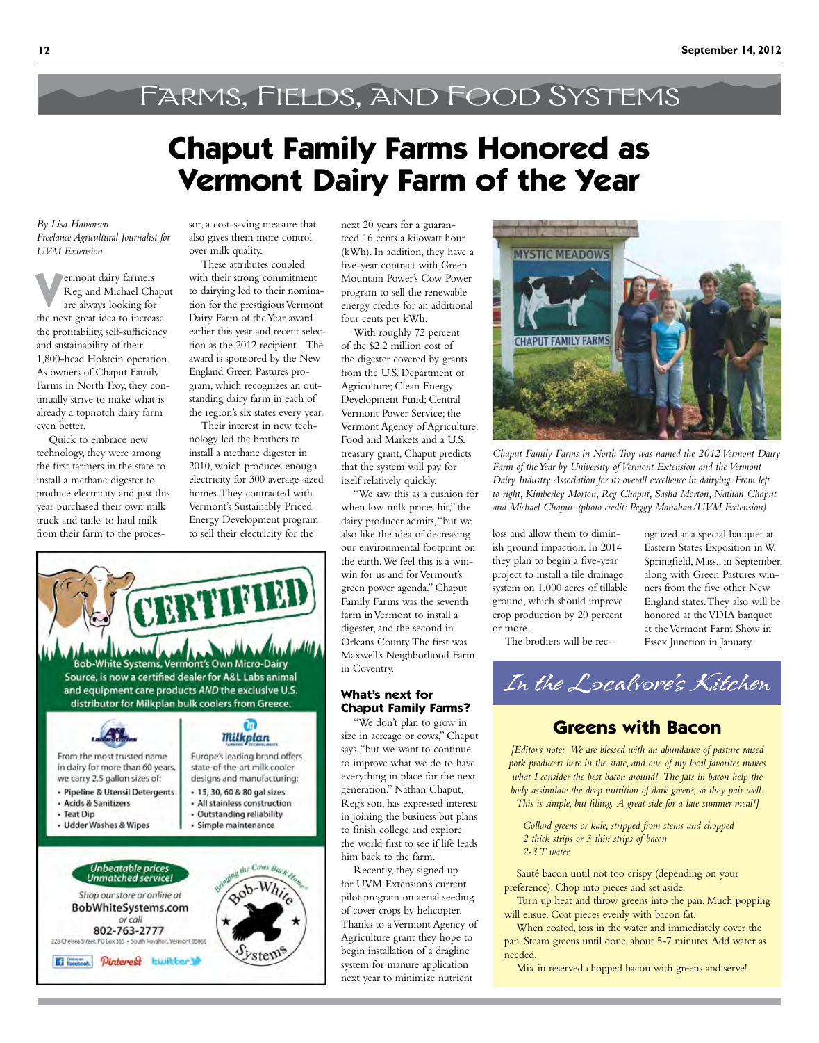# Farms, Fields, and Food Systems

## Chaput Family Farms Honored as Vermont Dairy Farm of the Year

*By Lisa Halvorsen*
*Freelance Agricultural Journalist for UVM Extension*

Vermont dairy farmers Reg and Michael Chaput are always looking for the next great idea to increase the profitability, self-sufficiency and sustainability of their 1,800-head Holstein operation. As owners of Chaput Family Farms in North Troy, they continually strive to make what is already a topnotch dairy farm even better.

Quick to embrace new technology, they were among the first farmers in the state to install a methane digester to produce electricity and just this year purchased their own milk truck and tanks to haul milk from their farm to the processor, a cost-saving measure that also gives them more control over milk quality.

These attributes coupled with their strong commitment to dairying led to their nomination for the prestigious Vermont Dairy Farm of the Year award earlier this year and recent selection as the 2012 recipient. The award is sponsored by the New England Green Pastures program, which recognizes an outstanding dairy farm in each of the region's six states every year.

Their interest in new technology led the brothers to install a methane digester in 2010, which produces enough electricity for 300 average-sized homes. They contracted with Vermont's Sustainably Priced Energy Development program to sell their electricity for the next 20 years for a guaranteed 16 cents a kilowatt hour (kWh). In addition, they have a five-year contract with Green Mountain Power's Cow Power program to sell the renewable energy credits for an additional four cents per kWh.

With roughly 72 percent of the $2.2 million cost of the digester covered by grants from the U.S. Department of Agriculture; Clean Energy Development Fund; Central Vermont Power Service; the Vermont Agency of Agriculture, Food and Markets and a U.S. treasury grant, Chaput predicts that the system will pay for itself relatively quickly.

"We saw this as a cushion for when low milk prices hit," the dairy producer admits, "but we also like the idea of decreasing our environmental footprint on the earth. We feel this is a win-win for us and for Vermont's green power agenda." Chaput Family Farms was the seventh farm in Vermont to install a digester, and the second in Orleans County. The first was Maxwell's Neighborhood Farm in Coventry.

### What's next for Chaput Family Farms?

"We don't plan to grow in size in acreage or cows," Chaput says, "but we want to continue to improve what we do to have everything in place for the next generation." Nathan Chaput, Reg's son, has expressed interest in joining the business but plans to finish college and explore the world first to see if life leads him back to the farm.

Recently, they signed up for UVM Extension's current pilot program on aerial seeding of cover crops by helicopter. Thanks to a Vermont Agency of Agriculture grant they hope to begin installation of a dragline system for manure application next year to minimize nutrient loss and allow them to diminish ground impaction. In 2014 they plan to begin a five-year project to install a tile drainage system on 1,000 acres of tillable ground, which should improve crop production by 20 percent or more.

The brothers will be recognized at a special banquet at Eastern States Exposition in W. Springfield, Mass., in September, along with Green Pastures winners from the five other New England states. They also will be honored at the VDIA banquet at the Vermont Farm Show in Essex Junction in January.

*Chaput Family Farms in North Troy was named the 2012 Vermont Dairy Farm of the Year by University of Vermont Extension and the Vermont Dairy Industry Association for its overall excellence in dairying. From left to right, Kimberley Morton, Reg Chaput, Sasha Morton, Nathan Chaput and Michael Chaput. (photo credit: Peggy Manahan/UVM Extension)*

---

**CERTIFIED**

Bob-White Systems, Vermont's Own Micro-Dairy Source, is now a certified dealer for A&L Labs animal and equipment care products *AND* the exclusive U.S. distributor for Milkplan bulk coolers from Greece.

**A&L Laboratories**

From the most trusted name in dairy for more than 60 years, we carry 2.5 gallon sizes of:

- Pipeline & Utensil Detergents
- Acids & Sanitizers
- Teat Dip
- Udder Washes & Wipes

**Milkplan**

Europe's leading brand offers state-of-the-art milk cooler designs and manufacturing:

- 15, 30, 60 & 80 gal sizes
- All stainless construction
- Outstanding reliability
- Simple maintenance

*Unbeatable prices Unmatched service!*

Shop our store or online at
**BobWhiteSystems.com**
or call
**802-763-2777**
228 Chelsea Street, PO Box 365 • South Royalton, Vermont 05068

Bob-White Systems — Bringing the Cows Back Home

Facebook Pinterest twitter

---

## In the Localvore's Kitchen

### Greens with Bacon

*[Editor's note: We are blessed with an abundance of pasture raised pork producers here in the state, and one of my local favorites makes what I consider the best bacon around! The fats in bacon help the body assimilate the deep nutrition of dark greens, so they pair well. This is simple, but filling. A great side for a late summer meal!]*

*Collard greens or kale, stripped from stems and chopped*
*2 thick strips or 3 thin strips of bacon*
*2-3 T water*

Sauté bacon until not too crispy (depending on your preference). Chop into pieces and set aside.

Turn up heat and throw greens into the pan. Much popping will ensue. Coat pieces evenly with bacon fat.

When coated, toss in the water and immediately cover the pan. Steam greens until done, about 5-7 minutes. Add water as needed.

Mix in reserved chopped bacon with greens and serve!